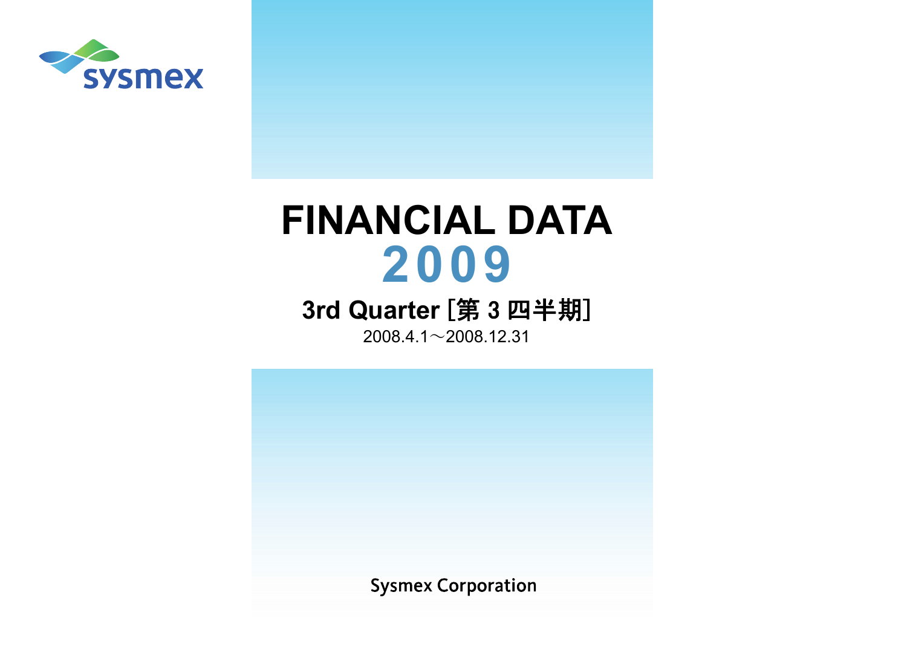sysmex

# FINANCIAL DATA
# 2009

## 3rd Quarter [第 3 四半期]

2008.4.1～2008.12.31

Sysmex Corporation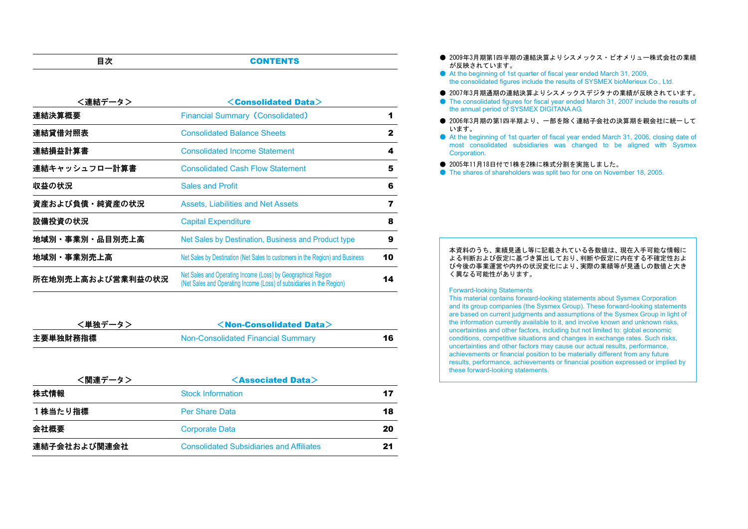# 目次　CONTENTS

| ＜連結データ＞ | ＜Consolidated Data＞ | |
|---|---|---|
| 連結決算概要 | Financial Summary（Consolidated） | 1 |
| 連結貸借対照表 | Consolidated Balance Sheets | 2 |
| 連結損益計算書 | Consolidated Income Statement | 4 |
| 連結キャッシュフロー計算書 | Consolidated Cash Flow Statement | 5 |
| 収益の状況 | Sales and Profit | 6 |
| 資産および負債・純資産の状況 | Assets, Liabilities and Net Assets | 7 |
| 設備投資の状況 | Capital Expenditure | 8 |
| 地域別・事業別・品目別売上高 | Net Sales by Destination, Business and Product type | 9 |
| 地域別・事業別売上高 | Net Sales by Destination (Net Sales to customers in the Region) and Business | 10 |
| 所在地別売上高および営業利益の状況 | Net Sales and Operating Income (Loss) by Geographical Region (Net Sales and Operating Income (Loss) of subsidiaries in the Region) | 14 |

| ＜単独データ＞ | ＜Non-Consolidated Data＞ | |
|---|---|---|
| 主要単独財務指標 | Non-Consolidated Financial Summary | 16 |

| ＜関連データ＞ | ＜Associated Data＞ | |
|---|---|---|
| 株式情報 | Stock Information | 17 |
| １株当たり指標 | Per Share Data | 18 |
| 会社概要 | Corporate Data | 20 |
| 連結子会社および関連会社 | Consolidated Subsidiaries and Affiliates | 21 |

- 2009年3月期第1四半期の連結決算よりシスメックス・ビオメリュー株式会社の業績が反映されています。
- At the beginning of 1st quarter of fiscal year ended March 31, 2009, the consolidated figures include the results of SYSMEX bioMerieux Co., Ltd.
- 2007年3月期通期の連結決算よりシスメックスデジタナの業績が反映されています。
- The consolidated figures for fiscal year ended March 31, 2007 include the results of the annual period of SYSMEX DIGITANA AG.
- 2006年3月期の第1四半期より、一部を除く連結子会社の決算期を親会社に統一しています。
- At the beginning of 1st quarter of fiscal year ended March 31, 2006, closing date of most consolidated subsidiaries was changed to be aligned with Sysmex Corporation.
- 2005年11月18日付で1株を2株に株式分割を実施しました。
- The shares of shareholders was split two for one on November 18, 2005.

本資料のうち、業績見通し等に記載されている各数値は、現在入手可能な情報による判断および仮定に基づき算出しており、判断や仮定に内在する不確定性および今後の事業運営や内外の状況変化により、実際の業績等が見通しの数値と大きく異なる可能性があります。

Forward-looking Statements
This material contains forward-looking statements about Sysmex Corporation and its group companies (the Sysmex Group). These forward-looking statements are based on current judgments and assumptions of the Sysmex Group in light of the information currently available to it, and involve known and unknown risks, uncertainties and other factors, including but not limited to: global economic conditions, competitive situations and changes in exchange rates. Such risks, uncertainties and other factors may cause our actual results, performance, achievements or financial position to be materially different from any future results, performance, achievements or financial position expressed or implied by these forward-looking statements.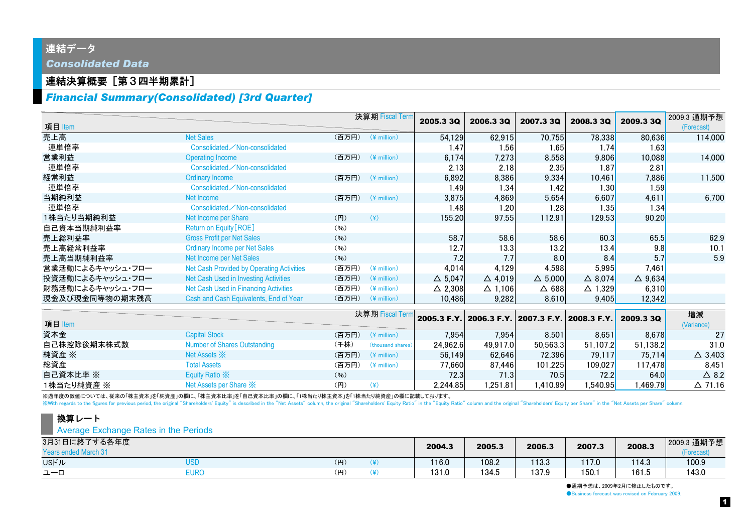# 連結データ
## *Consolidated Data*

### 連結決算概要［第３四半期累計］
### *Financial Summary(Consolidated) [3rd Quarter]*

| 項目 Item | | | 決算期 Fiscal Term | 2005.3 3Q | 2006.3 3Q | 2007.3 3Q | 2008.3 3Q | 2009.3 3Q | 2009.3 通期予想 (Forecast) |
|---|---|---|---|---|---|---|---|---|---|
| 売上高 | Net Sales | (百万円) | (¥ million) | 54,129 | 62,915 | 70,755 | 78,338 | 80,636 | 114,000 |
| 連単倍率 | Consolidated／Non-consolidated | | | 1.47 | 1.56 | 1.65 | 1.74 | 1.63 | |
| 営業利益 | Operating Income | (百万円) | (¥ million) | 6,174 | 7,273 | 8,558 | 9,806 | 10,088 | 14,000 |
| 連単倍率 | Consolidated／Non-consolidated | | | 2.13 | 2.18 | 2.35 | 1.87 | 2.81 | |
| 経常利益 | Ordinary Income | (百万円) | (¥ million) | 6,892 | 8,386 | 9,334 | 10,461 | 7,886 | 11,500 |
| 連単倍率 | Consolidated／Non-consolidated | | | 1.49 | 1.34 | 1.42 | 1.30 | 1.59 | |
| 当期純利益 | Net Income | (百万円) | (¥ million) | 3,875 | 4,869 | 5,654 | 6,607 | 4,611 | 6,700 |
| 連単倍率 | Consolidated／Non-consolidated | | | 1.48 | 1.20 | 1.28 | 1.35 | 1.34 | |
| 1株当たり当期純利益 | Net Income per Share | (円) | (¥) | 155.20 | 97.55 | 112.91 | 129.53 | 90.20 | |
| 自己資本当期純利益率 | Return on Equity[ROE] | (%) | | | | | | | |
| 売上総利益率 | Gross Profit per Net Sales | (%) | | 58.7 | 58.6 | 58.6 | 60.3 | 65.5 | 62.9 |
| 売上高経常利益率 | Ordinary Income per Net Sales | (%) | | 12.7 | 13.3 | 13.2 | 13.4 | 9.8 | 10.1 |
| 売上高当期純利益率 | Net Income per Net Sales | (%) | | 7.2 | 7.7 | 8.0 | 8.4 | 5.7 | 5.9 |
| 営業活動によるキャッシュ・フロー | Net Cash Provided by Operating Activities | (百万円) | (¥ million) | 4,014 | 4,129 | 4,598 | 5,995 | 7,461 | |
| 投資活動によるキャッシュ・フロー | Net Cash Used in Investing Activities | (百万円) | (¥ million) | △ 5,047 | △ 4,019 | △ 5,000 | △ 8,074 | △ 9,634 | |
| 財務活動によるキャッシュ・フロー | Net Cash Used in Financing Activities | (百万円) | (¥ million) | △ 2,308 | △ 1,106 | △ 688 | △ 1,329 | 6,310 | |
| 現金及び現金同等物の期末残高 | Cash and Cash Equivalents, End of Year | (百万円) | (¥ million) | 10,486 | 9,282 | 8,610 | 9,405 | 12,342 | |

| 項目 Item | | | 決算期 Fiscal Term | 2005.3 F.Y. | 2006.3 F.Y. | 2007.3 F.Y. | 2008.3 F.Y. | 2009.3 3Q | 増減 (Variance) |
|---|---|---|---|---|---|---|---|---|---|
| 資本金 | Capital Stock | (百万円) | (¥ million) | 7,954 | 7,954 | 8,501 | 8,651 | 8,678 | 27 |
| 自己株控除後期末株式数 | Number of Shares Outstanding | (千株) | (thousand shares) | 24,962.6 | 49,917.0 | 50,563.3 | 51,107.2 | 51,138.2 | 31.0 |
| 純資産 ※ | Net Assets ※ | (百万円) | (¥ million) | 56,149 | 62,646 | 72,396 | 79,117 | 75,714 | △ 3,403 |
| 総資産 | Total Assets | (百万円) | (¥ million) | 77,660 | 87,446 | 101,225 | 109,027 | 117,478 | 8,451 |
| 自己資本比率 ※ | Equity Ratio ※ | (%) | | 72.3 | 71.3 | 70.5 | 72.2 | 64.0 | △ 8.2 |
| 1株当たり純資産 ※ | Net Assets per Share ※ | (円) | (¥) | 2,244.85 | 1,251.81 | 1,410.99 | 1,540.95 | 1,469.79 | △ 71.16 |

※過年度の数値については、従来の「株主資本」を「純資産」の欄に、「株主資本比率」を「自己資本比率」の欄に、「1株当たり株主資本」を「1株当たり純資産」の欄に記載しております。
※With regards to the figures for previous period, the original "Shareholders' Equity" is described in the "Net Assets" column, the original "Shareholders' Equity Ratio" in the "Equity Ratio" column and the original "Shareholders' Equity per Share" in the "Net Assets per Share" column.

### 換算レート
### Average Exchange Rates in the Periods

| 3月31日に終了する各年度 Years ended March 31 | | | | 2004.3 | 2005.3 | 2006.3 | 2007.3 | 2008.3 | 2009.3 通期予想 (Forecast) |
|---|---|---|---|---|---|---|---|---|---|
| USドル | USD | (円) | (¥) | 116.0 | 108.2 | 113.3 | 117.0 | 114.3 | 100.9 |
| ユーロ | EURO | (円) | (¥) | 131.0 | 134.5 | 137.9 | 150.1 | 161.5 | 143.0 |

●通期予想は、2009年2月に修正したものです。
●Business forecast was revised on February 2009.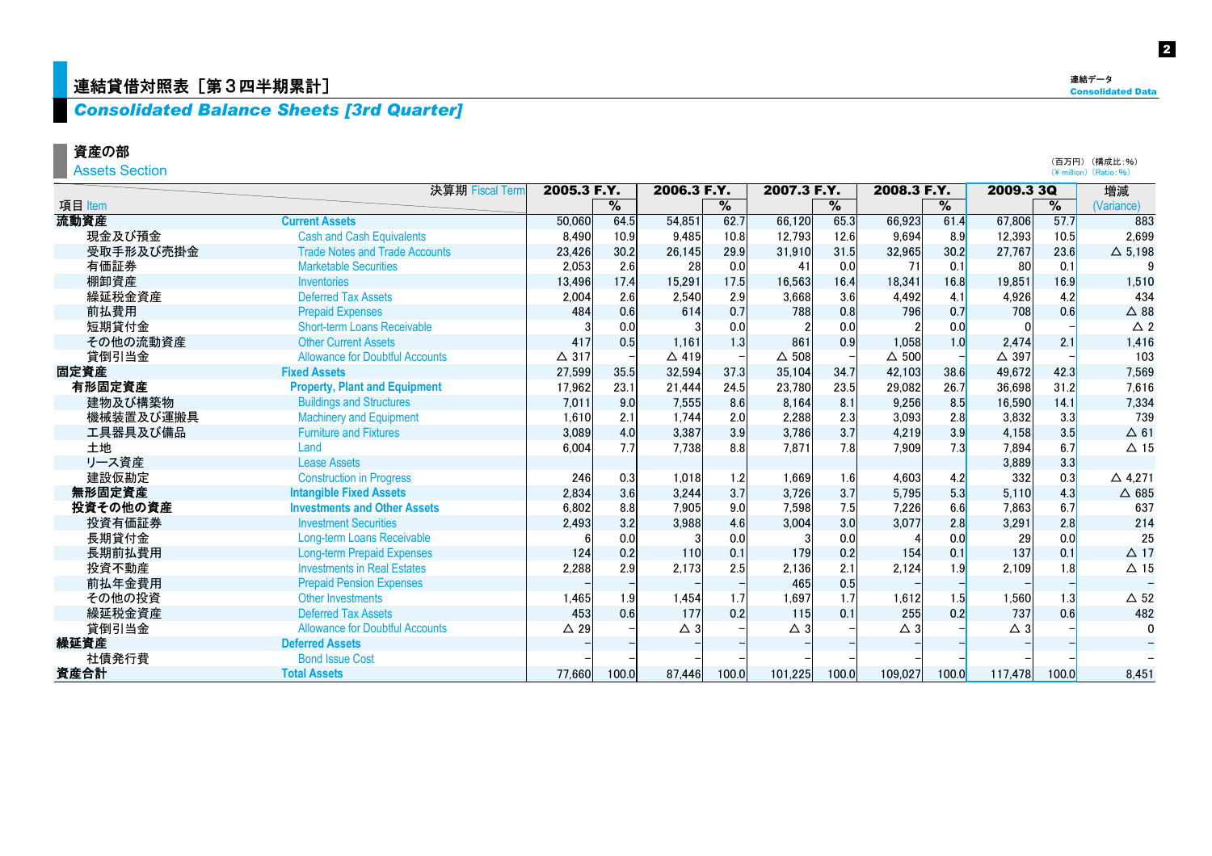# 連結貸借対照表［第３四半期累計］
## *Consolidated Balance Sheets [3rd Quarter]*

### 資産の部
Assets Section

（百万円）（構成比：%）
(¥ million) (Ratio: %)

| 項目 Item | | 2005.3 F.Y. | % | 2006.3 F.Y. | % | 2007.3 F.Y. | % | 2008.3 F.Y. | % | 2009.3 3Q | % | 増減 (Variance) |
|---|---|---|---|---|---|---|---|---|---|---|---|---|
| **流動資産** | **Current Assets** | 50,060 | 64.5 | 54,851 | 62.7 | 66,120 | 65.3 | 66,923 | 61.4 | 67,806 | 57.7 | 883 |
| 現金及び預金 | Cash and Cash Equivalents | 8,490 | 10.9 | 9,485 | 10.8 | 12,793 | 12.6 | 9,694 | 8.9 | 12,393 | 10.5 | 2,699 |
| 受取手形及び売掛金 | Trade Notes and Trade Accounts | 23,426 | 30.2 | 26,145 | 29.9 | 31,910 | 31.5 | 32,965 | 30.2 | 27,767 | 23.6 | △ 5,198 |
| 有価証券 | Marketable Securities | 2,053 | 2.6 | 28 | 0.0 | 41 | 0.0 | 71 | 0.1 | 80 | 0.1 | 9 |
| 棚卸資産 | Inventories | 13,496 | 17.4 | 15,291 | 17.5 | 16,563 | 16.4 | 18,341 | 16.8 | 19,851 | 16.9 | 1,510 |
| 繰延税金資産 | Deferred Tax Assets | 2,004 | 2.6 | 2,540 | 2.9 | 3,668 | 3.6 | 4,492 | 4.1 | 4,926 | 4.2 | 434 |
| 前払費用 | Prepaid Expenses | 484 | 0.6 | 614 | 0.7 | 788 | 0.8 | 796 | 0.7 | 708 | 0.6 | △ 88 |
| 短期貸付金 | Short-term Loans Receivable | 3 | 0.0 | 3 | 0.0 | 2 | 0.0 | 2 | 0.0 | 0 | – | △ 2 |
| その他の流動資産 | Other Current Assets | 417 | 0.5 | 1,161 | 1.3 | 861 | 0.9 | 1,058 | 1.0 | 2,474 | 2.1 | 1,416 |
| 貸倒引当金 | Allowance for Doubtful Accounts | △ 317 | – | △ 419 | – | △ 508 | – | △ 500 | – | △ 397 | – | 103 |
| **固定資産** | **Fixed Assets** | 27,599 | 35.5 | 32,594 | 37.3 | 35,104 | 34.7 | 42,103 | 38.6 | 49,672 | 42.3 | 7,569 |
| **有形固定資産** | **Property, Plant and Equipment** | 17,962 | 23.1 | 21,444 | 24.5 | 23,780 | 23.5 | 29,082 | 26.7 | 36,698 | 31.2 | 7,616 |
| 建物及び構築物 | Buildings and Structures | 7,011 | 9.0 | 7,555 | 8.6 | 8,164 | 8.1 | 9,256 | 8.5 | 16,590 | 14.1 | 7,334 |
| 機械装置及び運搬具 | Machinery and Equipment | 1,610 | 2.1 | 1,744 | 2.0 | 2,288 | 2.3 | 3,093 | 2.8 | 3,832 | 3.3 | 739 |
| 工具器具及び備品 | Furniture and Fixtures | 3,089 | 4.0 | 3,387 | 3.9 | 3,786 | 3.7 | 4,219 | 3.9 | 4,158 | 3.5 | △ 61 |
| 土地 | Land | 6,004 | 7.7 | 7,738 | 8.8 | 7,871 | 7.8 | 7,909 | 7.3 | 7,894 | 6.7 | △ 15 |
| リース資産 | Lease Assets | | | | | | | | | 3,889 | 3.3 | |
| 建設仮勘定 | Construction in Progress | 246 | 0.3 | 1,018 | 1.2 | 1,669 | 1.6 | 4,603 | 4.2 | 332 | 0.3 | △ 4,271 |
| **無形固定資産** | **Intangible Fixed Assets** | 2,834 | 3.6 | 3,244 | 3.7 | 3,726 | 3.7 | 5,795 | 5.3 | 5,110 | 4.3 | △ 685 |
| **投資その他の資産** | **Investments and Other Assets** | 6,802 | 8.8 | 7,905 | 9.0 | 7,598 | 7.5 | 7,226 | 6.6 | 7,863 | 6.7 | 637 |
| 投資有価証券 | Investment Securities | 2,493 | 3.2 | 3,988 | 4.6 | 3,004 | 3.0 | 3,077 | 2.8 | 3,291 | 2.8 | 214 |
| 長期貸付金 | Long-term Loans Receivable | 6 | 0.0 | 3 | 0.0 | 3 | 0.0 | 4 | 0.0 | 29 | 0.0 | 25 |
| 長期前払費用 | Long-term Prepaid Expenses | 124 | 0.2 | 110 | 0.1 | 179 | 0.2 | 154 | 0.1 | 137 | 0.1 | △ 17 |
| 投資不動産 | Investments in Real Estates | 2,288 | 2.9 | 2,173 | 2.5 | 2,136 | 2.1 | 2,124 | 1.9 | 2,109 | 1.8 | △ 15 |
| 前払年金費用 | Prepaid Pension Expenses | – | – | – | – | 465 | 0.5 | – | – | – | – | – |
| その他の投資 | Other Investments | 1,465 | 1.9 | 1,454 | 1.7 | 1,697 | 1.7 | 1,612 | 1.5 | 1,560 | 1.3 | △ 52 |
| 繰延税金資産 | Deferred Tax Assets | 453 | 0.6 | 177 | 0.2 | 115 | 0.1 | 255 | 0.2 | 737 | 0.6 | 482 |
| 貸倒引当金 | Allowance for Doubtful Accounts | △ 29 | – | △ 3 | – | △ 3 | – | △ 3 | – | △ 3 | – | 0 |
| **繰延資産** | **Deferred Assets** | – | – | – | – | – | – | – | – | – | – | – |
| 社債発行費 | Bond Issue Cost | – | – | – | – | – | – | – | – | – | – | – |
| **資産合計** | **Total Assets** | 77,660 | 100.0 | 87,446 | 100.0 | 101,225 | 100.0 | 109,027 | 100.0 | 117,478 | 100.0 | 8,451 |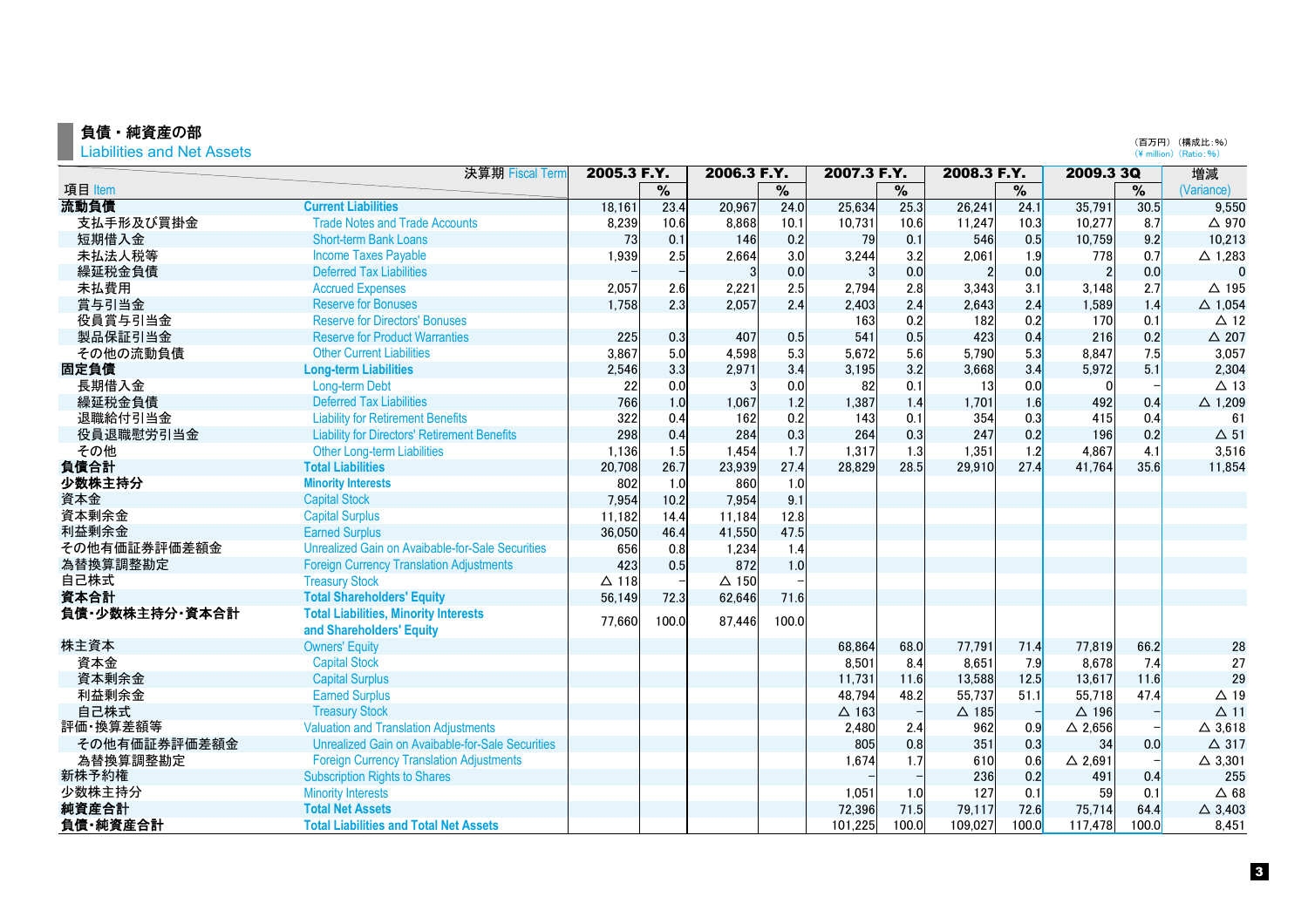## 負債・純資産の部
Liabilities and Net Assets

（百万円）（構成比：%）
(¥ million) (Ratio:%)

| 項目 Item | | 2005.3 F.Y. | % | 2006.3 F.Y. | % | 2007.3 F.Y. | % | 2008.3 F.Y. | % | 2009.3 3Q | % | 増減 (Variance) |
|---|---|---|---|---|---|---|---|---|---|---|---|---|
| **流動負債** | **Current Liabilities** | 18,161 | 23.4 | 20,967 | 24.0 | 25,634 | 25.3 | 26,241 | 24.1 | 35,791 | 30.5 | 9,550 |
| 支払手形及び買掛金 | Trade Notes and Trade Accounts | 8,239 | 10.6 | 8,868 | 10.1 | 10,731 | 10.6 | 11,247 | 10.3 | 10,277 | 8.7 | △ 970 |
| 短期借入金 | Short-term Bank Loans | 73 | 0.1 | 146 | 0.2 | 79 | 0.1 | 546 | 0.5 | 10,759 | 9.2 | 10,213 |
| 未払法人税等 | Income Taxes Payable | 1,939 | 2.5 | 2,664 | 3.0 | 3,244 | 3.2 | 2,061 | 1.9 | 778 | 0.7 | △ 1,283 |
| 繰延税金負債 | Deferred Tax Liabilities | – | – | 3 | 0.0 | 3 | 0.0 | 2 | 0.0 | 2 | 0.0 | 0 |
| 未払費用 | Accrued Expenses | 2,057 | 2.6 | 2,221 | 2.5 | 2,794 | 2.8 | 3,343 | 3.1 | 3,148 | 2.7 | △ 195 |
| 賞与引当金 | Reserve for Bonuses | 1,758 | 2.3 | 2,057 | 2.4 | 2,403 | 2.4 | 2,643 | 2.4 | 1,589 | 1.4 | △ 1,054 |
| 役員賞与引当金 | Reserve for Directors' Bonuses | | | | | 163 | 0.2 | 182 | 0.2 | 170 | 0.1 | △ 12 |
| 製品保証引当金 | Reserve for Product Warranties | 225 | 0.3 | 407 | 0.5 | 541 | 0.5 | 423 | 0.4 | 216 | 0.2 | △ 207 |
| その他の流動負債 | Other Current Liabilities | 3,867 | 5.0 | 4,598 | 5.3 | 5,672 | 5.6 | 5,790 | 5.3 | 8,847 | 7.5 | 3,057 |
| **固定負債** | **Long-term Liabilities** | 2,546 | 3.3 | 2,971 | 3.4 | 3,195 | 3.2 | 3,668 | 3.4 | 5,972 | 5.1 | 2,304 |
| 長期借入金 | Long-term Debt | 22 | 0.0 | 3 | 0.0 | 82 | 0.1 | 13 | 0.0 | 0 | – | △ 13 |
| 繰延税金負債 | Deferred Tax Liabilities | 766 | 1.0 | 1,067 | 1.2 | 1,387 | 1.4 | 1,701 | 1.6 | 492 | 0.4 | △ 1,209 |
| 退職給付引当金 | Liability for Retirement Benefits | 322 | 0.4 | 162 | 0.2 | 143 | 0.1 | 354 | 0.3 | 415 | 0.4 | 61 |
| 役員退職慰労引当金 | Liability for Directors' Retirement Benefits | 298 | 0.4 | 284 | 0.3 | 264 | 0.3 | 247 | 0.2 | 196 | 0.2 | △ 51 |
| その他 | Other Long-term Liabilities | 1,136 | 1.5 | 1,454 | 1.7 | 1,317 | 1.3 | 1,351 | 1.2 | 4,867 | 4.1 | 3,516 |
| **負債合計** | **Total Liabilities** | 20,708 | 26.7 | 23,939 | 27.4 | 28,829 | 28.5 | 29,910 | 27.4 | 41,764 | 35.6 | 11,854 |
| **少数株主持分** | **Minority Interests** | 802 | 1.0 | 860 | 1.0 | | | | | | | |
| 資本金 | Capital Stock | 7,954 | 10.2 | 7,954 | 9.1 | | | | | | | |
| 資本剰余金 | Capital Surplus | 11,182 | 14.4 | 11,184 | 12.8 | | | | | | | |
| 利益剰余金 | Earned Surplus | 36,050 | 46.4 | 41,550 | 47.5 | | | | | | | |
| その他有価証券評価差額金 | Unrealized Gain on Avaibable-for-Sale Securities | 656 | 0.8 | 1,234 | 1.4 | | | | | | | |
| 為替換算調整勘定 | Foreign Currency Translation Adjustments | 423 | 0.5 | 872 | 1.0 | | | | | | | |
| 自己株式 | Treasury Stock | △ 118 | – | △ 150 | – | | | | | | | |
| **資本合計** | **Total Shareholders' Equity** | 56,149 | 72.3 | 62,646 | 71.6 | | | | | | | |
| **負債・少数株主持分・資本合計** | **Total Liabilities, Minority Interests and Shareholders' Equity** | 77,660 | 100.0 | 87,446 | 100.0 | | | | | | | |
| 株主資本 | Owners' Equity | | | | | 68,864 | 68.0 | 77,791 | 71.4 | 77,819 | 66.2 | 28 |
| 資本金 | Capital Stock | | | | | 8,501 | 8.4 | 8,651 | 7.9 | 8,678 | 7.4 | 27 |
| 資本剰余金 | Capital Surplus | | | | | 11,731 | 11.6 | 13,588 | 12.5 | 13,617 | 11.6 | 29 |
| 利益剰余金 | Earned Surplus | | | | | 48,794 | 48.2 | 55,737 | 51.1 | 55,718 | 47.4 | △ 19 |
| 自己株式 | Treasury Stock | | | | | △ 163 | – | △ 185 | – | △ 196 | – | △ 11 |
| 評価・換算差額等 | Valuation and Translation Adjustments | | | | | 2,480 | 2.4 | 962 | 0.9 | △ 2,656 | – | △ 3,618 |
| その他有価証券評価差額金 | Unrealized Gain on Avaibable-for-Sale Securities | | | | | 805 | 0.8 | 351 | 0.3 | 34 | 0.0 | △ 317 |
| 為替換算調整勘定 | Foreign Currency Translation Adjustments | | | | | 1,674 | 1.7 | 610 | 0.6 | △ 2,691 | – | △ 3,301 |
| 新株予約権 | Subscription Rights to Shares | | | | | – | – | 236 | 0.2 | 491 | 0.4 | 255 |
| 少数株主持分 | Minority Interests | | | | | 1,051 | 1.0 | 127 | 0.1 | 59 | 0.1 | △ 68 |
| **純資産合計** | **Total Net Assets** | | | | | 72,396 | 71.5 | 79,117 | 72.6 | 75,714 | 64.4 | △ 3,403 |
| **負債・純資産合計** | **Total Liabilities and Total Net Assets** | | | | | 101,225 | 100.0 | 109,027 | 100.0 | 117,478 | 100.0 | 8,451 |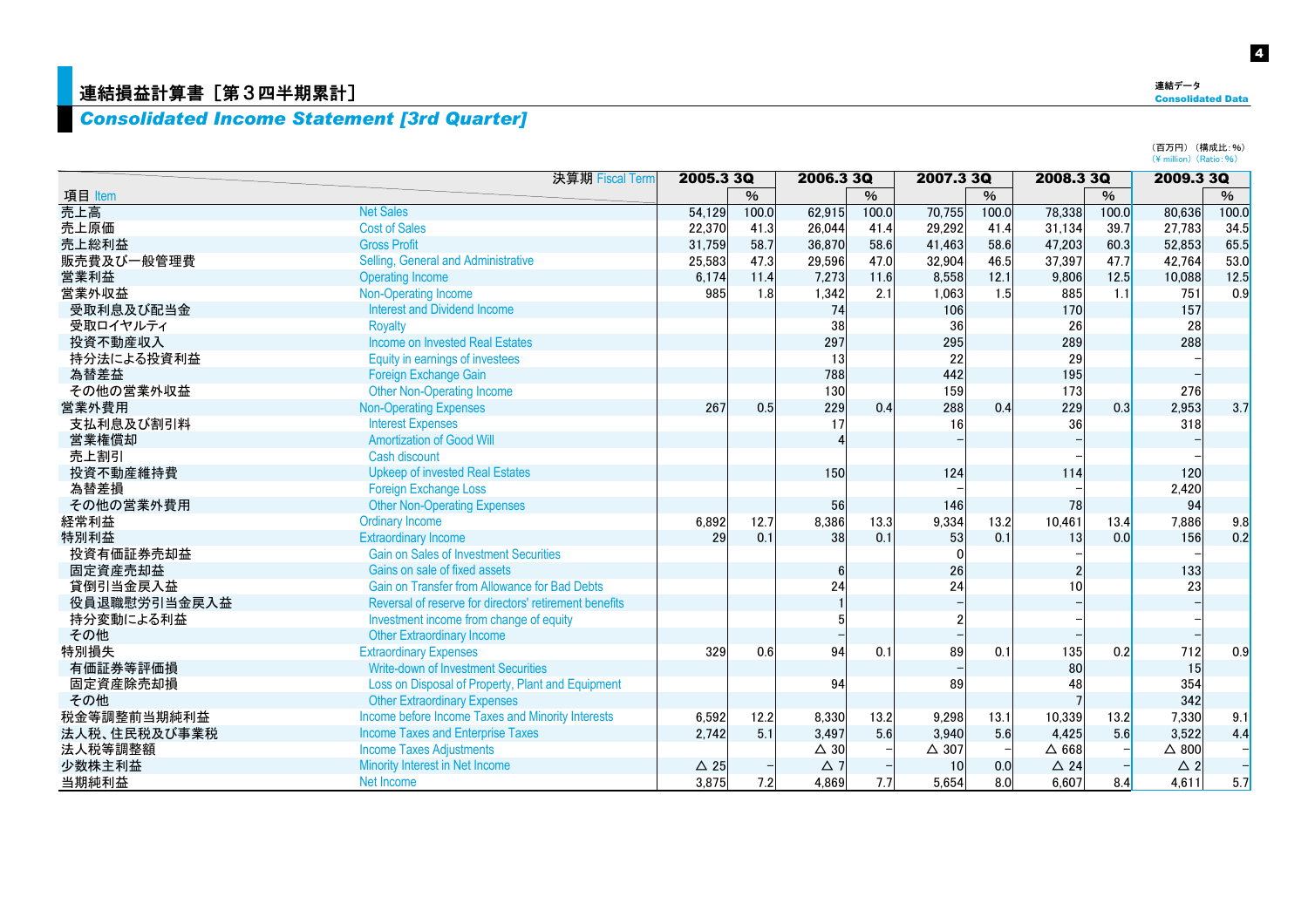# 連結損益計算書［第３四半期累計］

## *Consolidated Income Statement [3rd Quarter]*

（百万円）（構成比：%）
(¥ million) (Ratio: %)

| 決算期 Fiscal Term | | 2005.3 3Q | | 2006.3 3Q | | 2007.3 3Q | | 2008.3 3Q | | 2009.3 3Q | |
|---|---|---|---|---|---|---|---|---|---|---|---|
| 項目 Item | | | % | | % | | % | | % | | % |
| 売上高 | Net Sales | 54,129 | 100.0 | 62,915 | 100.0 | 70,755 | 100.0 | 78,338 | 100.0 | 80,636 | 100.0 |
| 売上原価 | Cost of Sales | 22,370 | 41.3 | 26,044 | 41.4 | 29,292 | 41.4 | 31,134 | 39.7 | 27,783 | 34.5 |
| 売上総利益 | Gross Profit | 31,759 | 58.7 | 36,870 | 58.6 | 41,463 | 58.6 | 47,203 | 60.3 | 52,853 | 65.5 |
| 販売費及び一般管理費 | Selling, General and Administrative | 25,583 | 47.3 | 29,596 | 47.0 | 32,904 | 46.5 | 37,397 | 47.7 | 42,764 | 53.0 |
| 営業利益 | Operating Income | 6,174 | 11.4 | 7,273 | 11.6 | 8,558 | 12.1 | 9,806 | 12.5 | 10,088 | 12.5 |
| 営業外収益 | Non-Operating Income | 985 | 1.8 | 1,342 | 2.1 | 1,063 | 1.5 | 885 | 1.1 | 751 | 0.9 |
| 受取利息及び配当金 | Interest and Dividend Income | | | 74 | | 106 | | 170 | | 157 | |
| 受取ロイヤルティ | Royalty | | | 38 | | 36 | | 26 | | 28 | |
| 投資不動産収入 | Income on Invested Real Estates | | | 297 | | 295 | | 289 | | 288 | |
| 持分法による投資利益 | Equity in earnings of investees | | | 13 | | 22 | | 29 | | – | |
| 為替差益 | Foreign Exchange Gain | | | 788 | | 442 | | 195 | | – | |
| その他の営業外収益 | Other Non-Operating Income | | | 130 | | 159 | | 173 | | 276 | |
| 営業外費用 | Non-Operating Expenses | 267 | 0.5 | 229 | 0.4 | 288 | 0.4 | 229 | 0.3 | 2,953 | 3.7 |
| 支払利息及び割引料 | Interest Expenses | | | 17 | | 16 | | 36 | | 318 | |
| 営業権償却 | Amortization of Good Will | | | 4 | | – | | – | | – | |
| 売上割引 | Cash discount | | | | | | | – | | – | |
| 投資不動産維持費 | Upkeep of invested Real Estates | | | 150 | | 124 | | 114 | | 120 | |
| 為替差損 | Foreign Exchange Loss | | | | | – | | – | | 2,420 | |
| その他の営業外費用 | Other Non-Operating Expenses | | | 56 | | 146 | | 78 | | 94 | |
| 経常利益 | Ordinary Income | 6,892 | 12.7 | 8,386 | 13.3 | 9,334 | 13.2 | 10,461 | 13.4 | 7,886 | 9.8 |
| 特別利益 | Extraordinary Income | 29 | 0.1 | 38 | 0.1 | 53 | 0.1 | 13 | 0.0 | 156 | 0.2 |
| 投資有価証券売却益 | Gain on Sales of Investment Securities | | | | | 0 | | – | | – | |
| 固定資産売却益 | Gains on sale of fixed assets | | | 6 | | 26 | | 2 | | 133 | |
| 貸倒引当金戻入益 | Gain on Transfer from Allowance for Bad Debts | | | 24 | | 24 | | 10 | | 23 | |
| 役員退職慰労引当金戻入益 | Reversal of reserve for directors' retirement benefits | | | 1 | | – | | – | | – | |
| 持分変動による利益 | Investment income from change of equity | | | 5 | | 2 | | – | | – | |
| その他 | Other Extraordinary Income | | | – | | – | | – | | – | |
| 特別損失 | Extraordinary Expenses | 329 | 0.6 | 94 | 0.1 | 89 | 0.1 | 135 | 0.2 | 712 | 0.9 |
| 有価証券等評価損 | Write-down of Investment Securities | | | | | – | | 80 | | 15 | |
| 固定資産除売却損 | Loss on Disposal of Property, Plant and Equipment | | | 94 | | 89 | | 48 | | 354 | |
| その他 | Other Extraordinary Expenses | | | | | | | 7 | | 342 | |
| 税金等調整前当期純利益 | Income before Income Taxes and Minority Interests | 6,592 | 12.2 | 8,330 | 13.2 | 9,298 | 13.1 | 10,339 | 13.2 | 7,330 | 9.1 |
| 法人税、住民税及び事業税 | Income Taxes and Enterprise Taxes | 2,742 | 5.1 | 3,497 | 5.6 | 3,940 | 5.6 | 4,425 | 5.6 | 3,522 | 4.4 |
| 法人税等調整額 | Income Taxes Adjustments | | | △ 30 | – | △ 307 | – | △ 668 | – | △ 800 | – |
| 少数株主利益 | Minority Interest in Net Income | △ 25 | – | △ 7 | – | 10 | 0.0 | △ 24 | – | △ 2 | – |
| 当期純利益 | Net Income | 3,875 | 7.2 | 4,869 | 7.7 | 5,654 | 8.0 | 6,607 | 8.4 | 4,611 | 5.7 |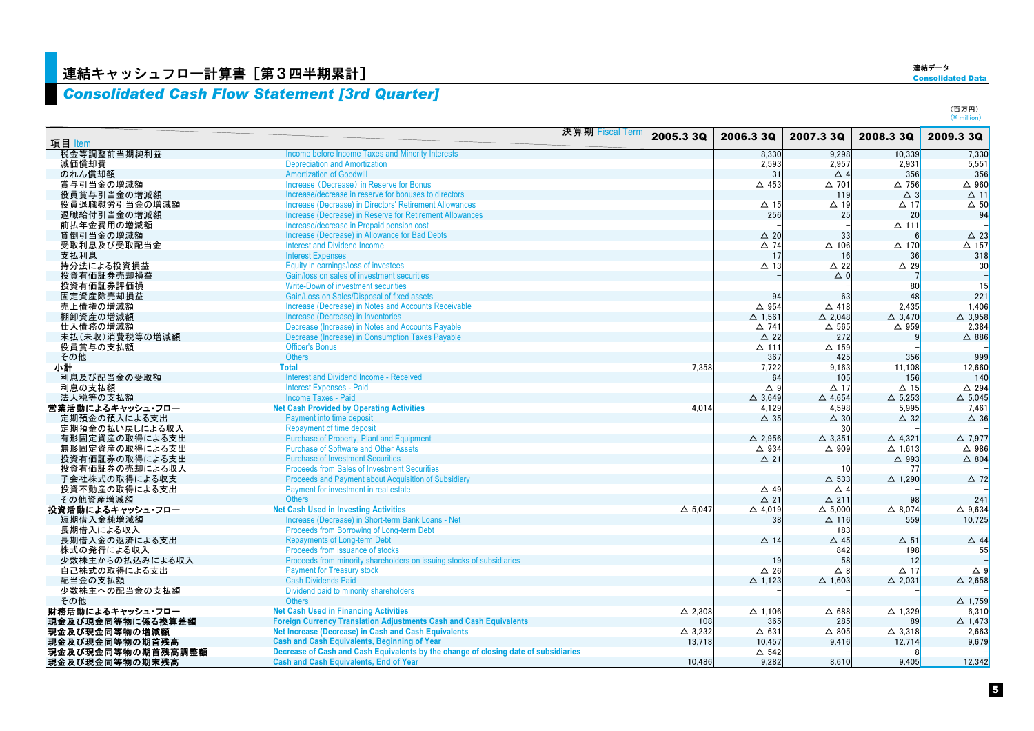# 連結キャッシュフロー計算書［第３四半期累計］

## *Consolidated Cash Flow Statement [3rd Quarter]*

連結データ
Consolidated Data

（百万円）
(¥ million)

| 項目 Item | 決算期 Fiscal Term | 2005.3 3Q | 2006.3 3Q | 2007.3 3Q | 2008.3 3Q | 2009.3 3Q |
|---|---|---|---|---|---|---|
| 税金等調整前当期純利益 | Income before Income Taxes and Minority Interests | | 8,330 | 9,298 | 10,339 | 7,330 |
| 減価償却費 | Depreciation and Amortization | | 2,593 | 2,957 | 2,931 | 5,551 |
| のれん償却額 | Amortization of Goodwill | | 31 | △ 4 | 356 | 356 |
| 賞与引当金の増減額 | Increase (Decrease) in Reserve for Bonus | | △ 453 | △ 701 | △ 756 | △ 960 |
| 役員賞与引当金の増減額 | Increase/decrease in reserve for bonuses to directors | | | 119 | △ 3 | △ 11 |
| 役員退職慰労引当金の増減額 | Increase (Decrease) in Directors' Retirement Allowances | | △ 15 | △ 19 | △ 17 | △ 50 |
| 退職給付引当金の増減額 | Increase (Decrease) in Reserve for Retirement Allowances | | 256 | 25 | 20 | 94 |
| 前払年金費用の増減額 | Increase/decrease in Prepaid pension cost | | – | – | △ 111 | – |
| 貸倒引当金の増減額 | Increase (Decrease) in Allowance for Bad Debts | | △ 20 | 33 | 6 | △ 23 |
| 受取利息及び受取配当金 | Interest and Dividend Income | | △ 74 | △ 106 | △ 170 | △ 157 |
| 支払利息 | Interest Expenses | | 17 | 16 | 36 | 318 |
| 持分法による投資損益 | Equity in earnings/loss of investees | | △ 13 | △ 22 | △ 29 | 30 |
| 投資有価証券売却損益 | Gain/loss on sales of investment securities | | – | △ 0 | 7 | – |
| 投資有価証券評価損 | Write-Down of investment securities | | | – | 80 | 15 |
| 固定資産除売却損益 | Gain/Loss on Sales/Disposal of fixed assets | | 94 | 63 | 48 | 221 |
| 売上債権の増減額 | Increase (Decrease) in Notes and Accounts Receivable | | △ 954 | △ 418 | 2,435 | 1,406 |
| 棚卸資産の増減額 | Increase (Decrease) in Inventories | | △ 1,561 | △ 2,048 | △ 3,470 | △ 3,958 |
| 仕入債務の増減額 | Decrease (Increase) in Notes and Accounts Payable | | △ 741 | △ 565 | △ 959 | 2,384 |
| 未払（未収）消費税等の増減額 | Decrease (Increase) in Consumption Taxes Payable | | △ 22 | 272 | 9 | △ 886 |
| 役員賞与の支払額 | Officer's Bonus | | △ 111 | △ 159 | – | – |
| その他 | Others | | 367 | 425 | 356 | 999 |
| 小計 | Total | 7,358 | 7,722 | 9,163 | 11,108 | 12,660 |
| 利息及び配当金の受取額 | Interest and Dividend Income - Received | | 64 | 105 | 156 | 140 |
| 利息の支払額 | Interest Expenses - Paid | | △ 9 | △ 17 | △ 15 | △ 294 |
| 法人税等の支払額 | Income Taxes - Paid | | △ 3,649 | △ 4,654 | △ 5,253 | △ 5,045 |
| **営業活動によるキャッシュ・フロー** | **Net Cash Provided by Operating Activities** | 4,014 | 4,129 | 4,598 | 5,995 | 7,461 |
| 定期預金の預入による支出 | Payment into time deposit | | △ 35 | △ 30 | △ 32 | △ 36 |
| 定期預金の払い戻しによる収入 | Repayment of time deposit | | | 30 | – | – |
| 有形固定資産の取得による支出 | Purchase of Property, Plant and Equipment | | △ 2,956 | △ 3,351 | △ 4,321 | △ 7,977 |
| 無形固定資産の取得による支出 | Purchase of Software and Other Assets | | △ 934 | △ 909 | △ 1,613 | △ 986 |
| 投資有価証券の取得による支出 | Purchase of Investment Securities | | △ 21 | – | △ 993 | △ 804 |
| 投資有価証券の売却による収入 | Proceeds from Sales of Investment Securities | | | 10 | 77 | – |
| 子会社株式の取得による収支 | Proceeds and Payment about Acquisition of Subsidiary | | | △ 533 | △ 1,290 | △ 72 |
| 投資不動産の取得による支出 | Payment for investment in real estate | | △ 49 | △ 4 | – | – |
| その他資産増減額 | Others | | △ 21 | △ 211 | 98 | 241 |
| **投資活動によるキャッシュ・フロー** | **Net Cash Used in Investing Activities** | △ 5,047 | △ 4,019 | △ 5,000 | △ 8,074 | △ 9,634 |
| 短期借入金純増減額 | Increase (Decrease) in Short-term Bank Loans - Net | | 38 | △ 116 | 559 | 10,725 |
| 長期借入による収入 | Proceeds from Borrowing of Long-term Debt | | | 183 | – | – |
| 長期借入金の返済による支出 | Repayments of Long-term Debt | | △ 14 | △ 45 | △ 51 | △ 44 |
| 株式の発行による収入 | Proceeds from issuance of stocks | | | 842 | 198 | 55 |
| 少数株主からの払込みによる収入 | Proceeds from minority shareholders on issuing stocks of subsidiaries | | 19 | 58 | 12 | – |
| 自己株式の取得による支出 | Payment for Treasury stock | | △ 26 | △ 8 | △ 17 | △ 9 |
| 配当金の支払額 | Cash Dividends Paid | | △ 1,123 | △ 1,603 | △ 2,031 | △ 2,658 |
| 少数株主への配当金の支払額 | Dividend paid to minority shareholders | | – | – | – | – |
| その他 | Others | | – | – | – | △ 1,759 |
| **財務活動によるキャッシュ・フロー** | **Net Cash Used in Financing Activities** | △ 2,308 | △ 1,106 | △ 688 | △ 1,329 | 6,310 |
| **現金及び現金同等物に係る換算差額** | **Foreign Currency Translation Adjustments Cash and Cash Equivalents** | 108 | 365 | 285 | 89 | △ 1,473 |
| **現金及び現金同等物の増減額** | **Net Increase (Decrease) in Cash and Cash Equivalents** | △ 3,232 | △ 631 | △ 805 | △ 3,318 | 2,663 |
| **現金及び現金同等物の期首残高** | **Cash and Cash Equivalents, Beginning of Year** | 13,718 | 10,457 | 9,416 | 12,714 | 9,679 |
| **現金及び現金同等物の期首残高調整額** | **Decrease of Cash and Cash Equivalents by the change of closing date of subsidiaries** | | △ 542 | – | 8 | – |
| **現金及び現金同等物の期末残高** | **Cash and Cash Equivalents, End of Year** | 10,486 | 9,282 | 8,610 | 9,405 | 12,342 |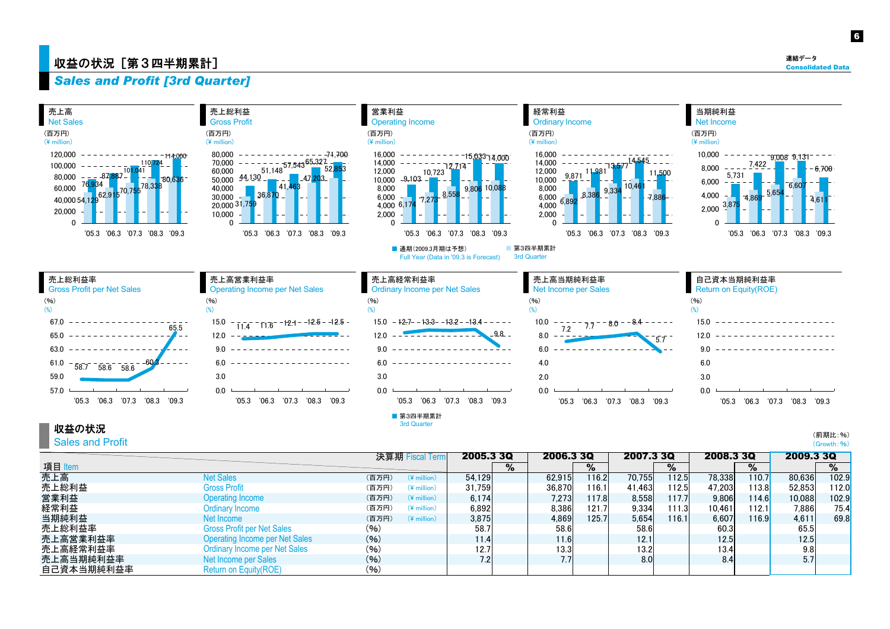# 収益の状況［第３四半期累計］
## *Sales and Profit [3rd Quarter]*

連結データ
Consolidated Data

### 売上高 Net Sales
（百万円）(¥ million)

| | '05.3 | '06.3 | '07.3 | '08.3 | '09.3 |
|---|---|---|---|---|---|
| 通期 Full Year | 76,934 | 87,887 | 101,041 | 110,724 | 114,000 |
| 第3四半期累計 3rd Quarter | 54,129 | 62,915 | 70,755 | 78,338 | 80,636 |

### 売上総利益 Gross Profit
（百万円）(¥ million)

| | '05.3 | '06.3 | '07.3 | '08.3 | '09.3 |
|---|---|---|---|---|---|
| 通期 Full Year | 44,130 | 51,148 | 57,543 | 65,327 | 71,700 |
| 第3四半期累計 3rd Quarter | 31,759 | 36,870 | 41,463 | 47,203 | 52,853 |

### 営業利益 Operating Income
（百万円）(¥ million)

| | '05.3 | '06.3 | '07.3 | '08.3 | '09.3 |
|---|---|---|---|---|---|
| 通期 Full Year | 9,103 | 10,723 | 12,714 | 15,033 | 14,000 |
| 第3四半期累計 3rd Quarter | 6,174 | 7,273 | 8,558 | 9,806 | 10,088 |

### 経常利益 Ordinary Income
（百万円）(¥ million)

| | '05.3 | '06.3 | '07.3 | '08.3 | '09.3 |
|---|---|---|---|---|---|
| 通期 Full Year | 9,871 | 11,981 | 13,577 | 14,545 | 11,500 |
| 第3四半期累計 3rd Quarter | 6,892 | 8,386 | 9,334 | 10,461 | 7,886 |

### 当期純利益 Net Income
（百万円）(¥ million)

| | '05.3 | '06.3 | '07.3 | '08.3 | '09.3 |
|---|---|---|---|---|---|
| 通期 Full Year | 5,731 | 7,422 | 9,008 | 9,131 | 6,700 |
| 第3四半期累計 3rd Quarter | 3,875 | 4,869 | 5,654 | 6,607 | 4,611 |

■ 通期（2009.3月期は予想） Full Year (Data in '09.3 is Forecast)　■ 第3四半期累計 3rd Quarter

### 売上総利益率 Gross Profit per Net Sales
(%)

| '05.3 | '06.3 | '07.3 | '08.3 | '09.3 |
|---|---|---|---|---|
| 58.7 | 58.6 | 58.6 | 60.3 | 65.5 |

### 売上高営業利益率 Operating Income per Net Sales
(%)

| '05.3 | '06.3 | '07.3 | '08.3 | '09.3 |
|---|---|---|---|---|
| 11.4 | 11.6 | 12.1 | 12.5 | 12.5 |

### 売上高経常利益率 Ordinary Income per Net Sales
(%)

| '05.3 | '06.3 | '07.3 | '08.3 | '09.3 |
|---|---|---|---|---|
| 12.7 | 13.3 | 13.2 | 13.4 | 9.8 |

### 売上高当期純利益率 Net Income per Sales
(%)

| '05.3 | '06.3 | '07.3 | '08.3 | '09.3 |
|---|---|---|---|---|
| 7.2 | 7.7 | 8.0 | 8.4 | 5.7 |

### 自己資本当期純利益率 Return on Equity(ROE)
(%)

■ 第3四半期累計 3rd Quarter

## 収益の状況 Sales and Profit

（前期比：%）(Growth: %)

| 項目 Item | | | 決算期 Fiscal Term 2005.3 3Q | % | 2006.3 3Q | % | 2007.3 3Q | % | 2008.3 3Q | % | 2009.3 3Q | % |
|---|---|---|---|---|---|---|---|---|---|---|---|---|
| 売上高 | Net Sales | (百万円) (¥ million) | 54,129 | | 62,915 | 116.2 | 70,755 | 112.5 | 78,338 | 110.7 | 80,636 | 102.9 |
| 売上総利益 | Gross Profit | (百万円) (¥ million) | 31,759 | | 36,870 | 116.1 | 41,463 | 112.5 | 47,203 | 113.8 | 52,853 | 112.0 |
| 営業利益 | Operating Income | (百万円) (¥ million) | 6,174 | | 7,273 | 117.8 | 8,558 | 117.7 | 9,806 | 114.6 | 10,088 | 102.9 |
| 経常利益 | Ordinary Income | (百万円) (¥ million) | 6,892 | | 8,386 | 121.7 | 9,334 | 111.3 | 10,461 | 112.1 | 7,886 | 75.4 |
| 当期純利益 | Net Income | (百万円) (¥ million) | 3,875 | | 4,869 | 125.7 | 5,654 | 116.1 | 6,607 | 116.9 | 4,611 | 69.8 |
| 売上総利益率 | Gross Profit per Net Sales | (%) | 58.7 | | 58.6 | | 58.6 | | 60.3 | | 65.5 | |
| 売上高営業利益率 | Operating Income per Net Sales | (%) | 11.4 | | 11.6 | | 12.1 | | 12.5 | | 12.5 | |
| 売上高経常利益率 | Ordinary Income per Net Sales | (%) | 12.7 | | 13.3 | | 13.2 | | 13.4 | | 9.8 | |
| 売上高当期純利益率 | Net Income per Sales | (%) | 7.2 | | 7.7 | | 8.0 | | 8.4 | | 5.7 | |
| 自己資本当期純利益率 | Return on Equity(ROE) | (%) | | | | | | | | | | |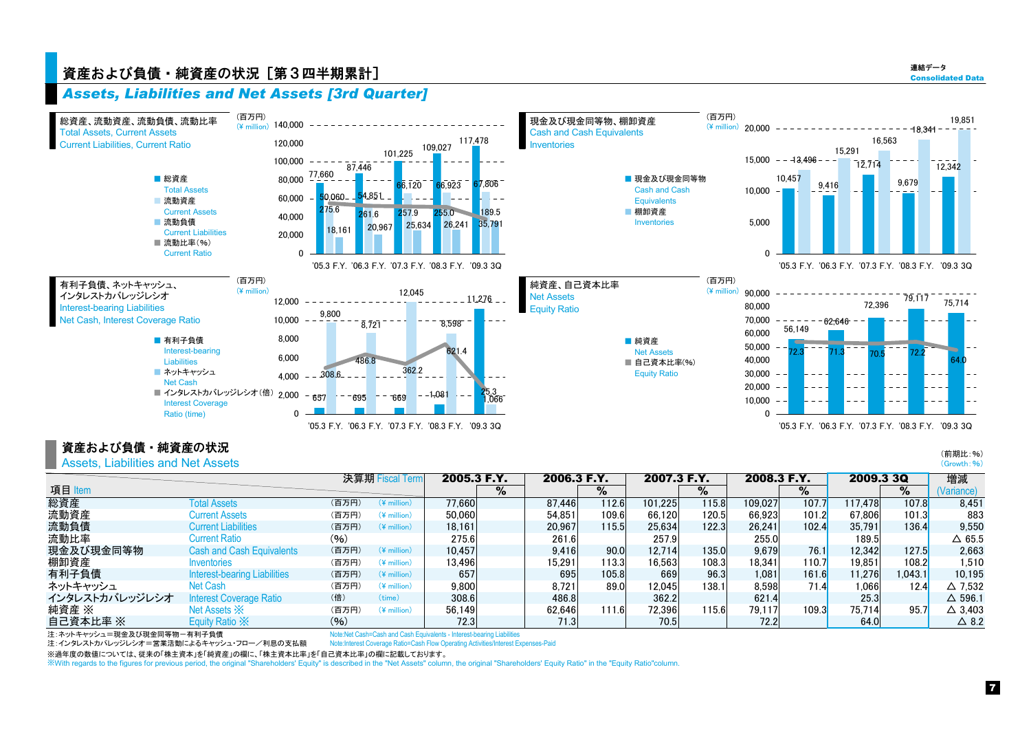連結データ
Consolidated Data

# 資産および負債・純資産の状況［第３四半期累計］
## Assets, Liabilities and Net Assets [3rd Quarter]

### 総資産、流動資産、流動負債、流動比率 / Total Assets, Current Assets, Current Liabilities, Current Ratio

(百万円) (¥ million)

■ 総資産 Total Assets
■ 流動資産 Current Assets
■ 流動負債 Current Liabilities
■ 流動比率(%) Current Ratio

| | '05.3 F.Y. | '06.3 F.Y. | '07.3 F.Y. | '08.3 F.Y. | '09.3 3Q |
|---|---|---|---|---|---|
| Total Assets | 77,660 | 87,446 | 101,225 | 109,027 | 117,478 |
| Current Assets | 50,060 | 54,851 | 66,120 | 66,923 | 67,806 |
| Current Liabilities | 18,161 | 20,967 | 25,634 | 26,241 | 35,791 |
| Current Ratio | 275.6 | 261.6 | 257.9 | 255.0 | 189.5 |

### 現金及び現金同等物、棚卸資産 / Cash and Cash Equivalents, Inventories

(百万円) (¥ million)

■ 現金及び現金同等物 Cash and Cash Equivalents
■ 棚卸資産 Inventories

| | '05.3 F.Y. | '06.3 F.Y. | '07.3 F.Y. | '08.3 F.Y. | '09.3 3Q |
|---|---|---|---|---|---|
| Cash and Cash Equivalents | 10,457 | 9,416 | 12,714 | 9,679 | 12,342 |
| Inventories | 13,496 | 15,291 | 16,563 | 18,341 | 19,851 |

### 有利子負債、ネットキャッシュ、インタレストカバレッジレシオ / Interest-bearing Liabilities, Net Cash, Interest Coverage Ratio

(百万円) (¥ million)

■ 有利子負債 Interest-bearing Liabilities
■ ネットキャッシュ Net Cash
■ インタレストカバレッジレシオ（倍） Interest Coverage Ratio (time)

| | '05.3 F.Y. | '06.3 F.Y. | '07.3 F.Y. | '08.3 F.Y. | '09.3 3Q |
|---|---|---|---|---|---|
| Interest-bearing Liabilities | 657 | 695 | 669 | 1,081 | 11,276 |
| Net Cash | 9,800 | 8,721 | 12,045 | 8,598 | 1,066 |
| Interest Coverage Ratio | 308.6 | 486.8 | 362.2 | 621.4 | 25.3 |

### 純資産、自己資本比率 / Net Assets, Equity Ratio

(百万円) (¥ million)

■ 純資産 Net Assets
■ 自己資本比率(%) Equity Ratio

| | '05.3 F.Y. | '06.3 F.Y. | '07.3 F.Y. | '08.3 F.Y. | '09.3 3Q |
|---|---|---|---|---|---|
| Net Assets | 56,149 | 62,646 | 72,396 | 79,117 | 75,714 |
| Equity Ratio | 72.3 | 71.3 | 70.5 | 72.2 | 64.0 |

## 資産および負債・純資産の状況
## Assets, Liabilities and Net Assets

（前期比：%）(Growth: %)

| 項目 Item | | | 決算期 Fiscal Term 2005.3 F.Y. | 2006.3 F.Y. | % | 2007.3 F.Y. | % | 2008.3 F.Y. | % | 2009.3 3Q | % | 増減 (Variance) |
|---|---|---|---|---|---|---|---|---|---|---|---|---|
| 総資産 | Total Assets | (百万円) (¥ million) | 77,660 | 87,446 | 112.6 | 101,225 | 115.8 | 109,027 | 107.7 | 117,478 | 107.8 | 8,451 |
| 流動資産 | Current Assets | (百万円) (¥ million) | 50,060 | 54,851 | 109.6 | 66,120 | 120.5 | 66,923 | 101.2 | 67,806 | 101.3 | 883 |
| 流動負債 | Current Liabilities | (百万円) (¥ million) | 18,161 | 20,967 | 115.5 | 25,634 | 122.3 | 26,241 | 102.4 | 35,791 | 136.4 | 9,550 |
| 流動比率 | Current Ratio | (%) | 275.6 | 261.6 | | 257.9 | | 255.0 | | 189.5 | | △ 65.5 |
| 現金及び現金同等物 | Cash and Cash Equivalents | (百万円) (¥ million) | 10,457 | 9,416 | 90.0 | 12,714 | 135.0 | 9,679 | 76.1 | 12,342 | 127.5 | 2,663 |
| 棚卸資産 | Inventories | (百万円) (¥ million) | 13,496 | 15,291 | 113.3 | 16,563 | 108.3 | 18,341 | 110.7 | 19,851 | 108.2 | 1,510 |
| 有利子負債 | Interest-bearing Liabilities | (百万円) (¥ million) | 657 | 695 | 105.8 | 669 | 96.3 | 1,081 | 161.6 | 11,276 | 1,043.1 | 10,195 |
| ネットキャッシュ | Net Cash | (百万円) (¥ million) | 9,800 | 8,721 | 89.0 | 12,045 | 138.1 | 8,598 | 71.4 | 1,066 | 12.4 | △ 7,532 |
| インタレストカバレッジレシオ | Interest Coverage Ratio | (倍) (time) | 308.6 | 486.8 | | 362.2 | | 621.4 | | 25.3 | | △ 596.1 |
| 純資産 ※ | Net Assets ※ | (百万円) (¥ million) | 56,149 | 62,646 | 111.6 | 72,396 | 115.6 | 79,117 | 109.3 | 75,714 | 95.7 | △ 3,403 |
| 自己資本比率 ※ | Equity Ratio ※ | (%) | 72.3 | 71.3 | | 70.5 | | 72.2 | | 64.0 | | △ 8.2 |

注：ネットキャッシュ＝現金及び現金同等物－有利子負債　Note:Net Cash=Cash and Cash Equivalents - Interest-bearing Liabilities
注：インタレストカバレッジレシオ＝営業活動によるキャッシュ・フロー／利息の支払額　Note:Interest Coverage Ratio=Cash Flow Operating Activities/Interest Expenses-Paid
※過年度の数値については、従来の「株主資本」を「純資産」の欄に、「株主資本比率」を「自己資本比率」の欄に記載しております。
※With regards to the figures for previous period, the original "Shareholders' Equity" is described in the "Net Assets" column, the original "Shareholders' Equity Ratio" in the "Equity Ratio"column.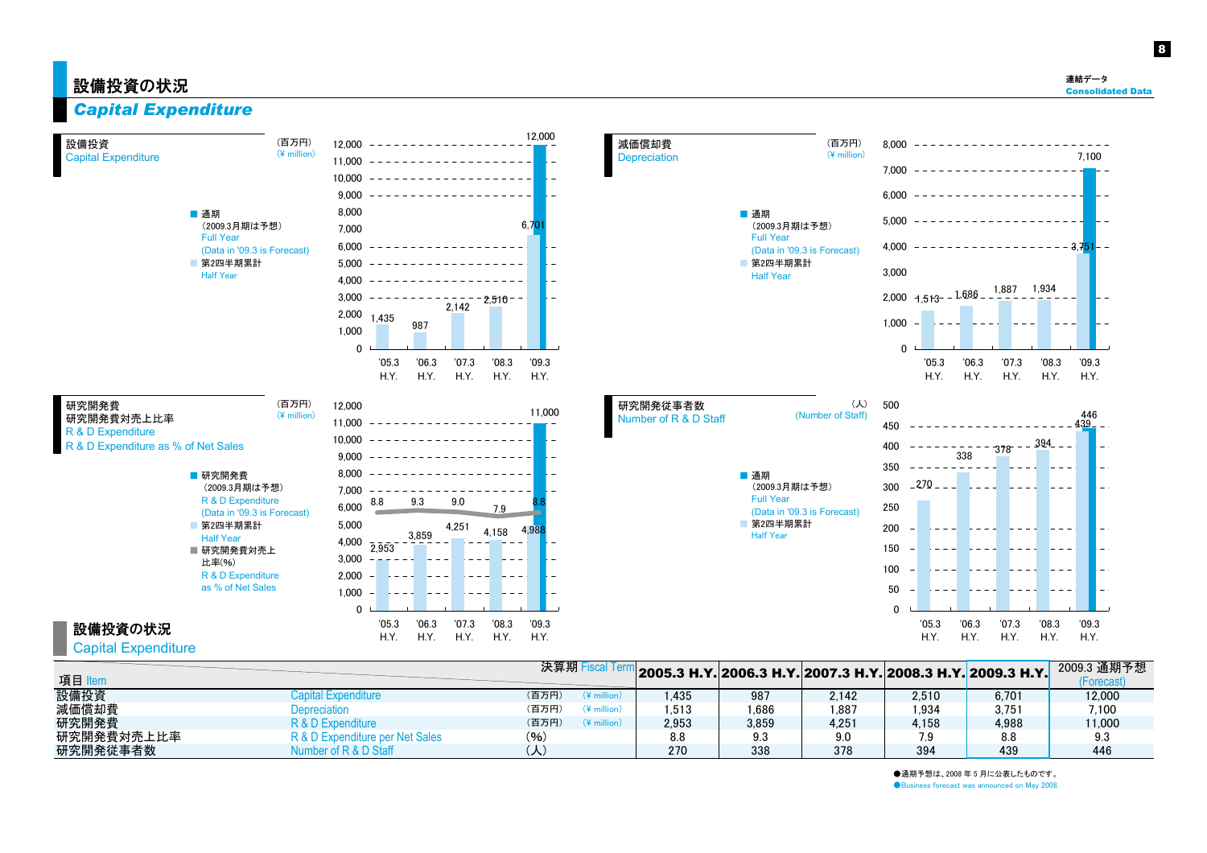# 設備投資の状況

## Capital Expenditure

連結データ
Consolidated Data

### 設備投資 Capital Expenditure

（百万円）(¥ million)

■ 通期（2009.3月期は予想）Full Year (Data in '09.3 is Forecast)
■ 第2四半期累計 Half Year

| | '05.3 H.Y. | '06.3 H.Y. | '07.3 H.Y. | '08.3 H.Y. | '09.3 H.Y. |
|---|---|---|---|---|---|
| Half Year | 1,435 | 987 | 2,142 | 2,510 | 6,701 |
| Full Year | | | | | 12,000 |

### 減価償却費 Depreciation

（百万円）(¥ million)

■ 通期（2009.3月期は予想）Full Year (Data in '09.3 is Forecast)
■ 第2四半期累計 Half Year

| | '05.3 H.Y. | '06.3 H.Y. | '07.3 H.Y. | '08.3 H.Y. | '09.3 H.Y. |
|---|---|---|---|---|---|
| Half Year | 1,513 | 1,686 | 1,887 | 1,934 | 3,751 |
| Full Year | | | | | 7,100 |

### 研究開発費 研究開発費対売上比率 R & D Expenditure R & D Expenditure as % of Net Sales

（百万円）(¥ million)

■ 研究開発費（2009.3月期は予想）R & D Expenditure (Data in '09.3 is Forecast)
■ 第2四半期累計 Half Year
■ 研究開発費対売上比率(%) R & D Expenditure as % of Net Sales

| | '05.3 H.Y. | '06.3 H.Y. | '07.3 H.Y. | '08.3 H.Y. | '09.3 H.Y. |
|---|---|---|---|---|---|
| Half Year | 2,953 | 3,859 | 4,251 | 4,158 | 4,988 |
| Full Year | | | | | 11,000 |
| % of Net Sales | 8.8 | 9.3 | 9.0 | 7.9 | 8.8 |

### 研究開発従事者数 Number of R & D Staff

（人）(Number of Staff)

■ 通期（2009.3月期は予想）Full Year (Data in '09.3 is Forecast)
■ 第2四半期累計 Half Year

| | '05.3 H.Y. | '06.3 H.Y. | '07.3 H.Y. | '08.3 H.Y. | '09.3 H.Y. |
|---|---|---|---|---|---|
| Half Year | 270 | 338 | 378 | 394 | 439 |
| Full Year | | | | | 446 |

## 設備投資の状況 Capital Expenditure

| 項目 Item | | 決算期 Fiscal Term | 2005.3 H.Y. | 2006.3 H.Y. | 2007.3 H.Y. | 2008.3 H.Y. | 2009.3 H.Y. | 2009.3 通期予想 (Forecast) |
|---|---|---|---|---|---|---|---|---|
| 設備投資 | Capital Expenditure | （百万円）(¥ million) | 1,435 | 987 | 2,142 | 2,510 | 6,701 | 12,000 |
| 減価償却費 | Depreciation | （百万円）(¥ million) | 1,513 | 1,686 | 1,887 | 1,934 | 3,751 | 7,100 |
| 研究開発費 | R & D Expenditure | （百万円）(¥ million) | 2,953 | 3,859 | 4,251 | 4,158 | 4,988 | 11,000 |
| 研究開発費対売上比率 | R & D Expenditure per Net Sales | (%) | 8.8 | 9.3 | 9.0 | 7.9 | 8.8 | 9.3 |
| 研究開発従事者数 | Number of R & D Staff | （人） | 270 | 338 | 378 | 394 | 439 | 446 |

●通期予想は、2008年5月に公表したものです。
●Business forecast was announced on May 2008.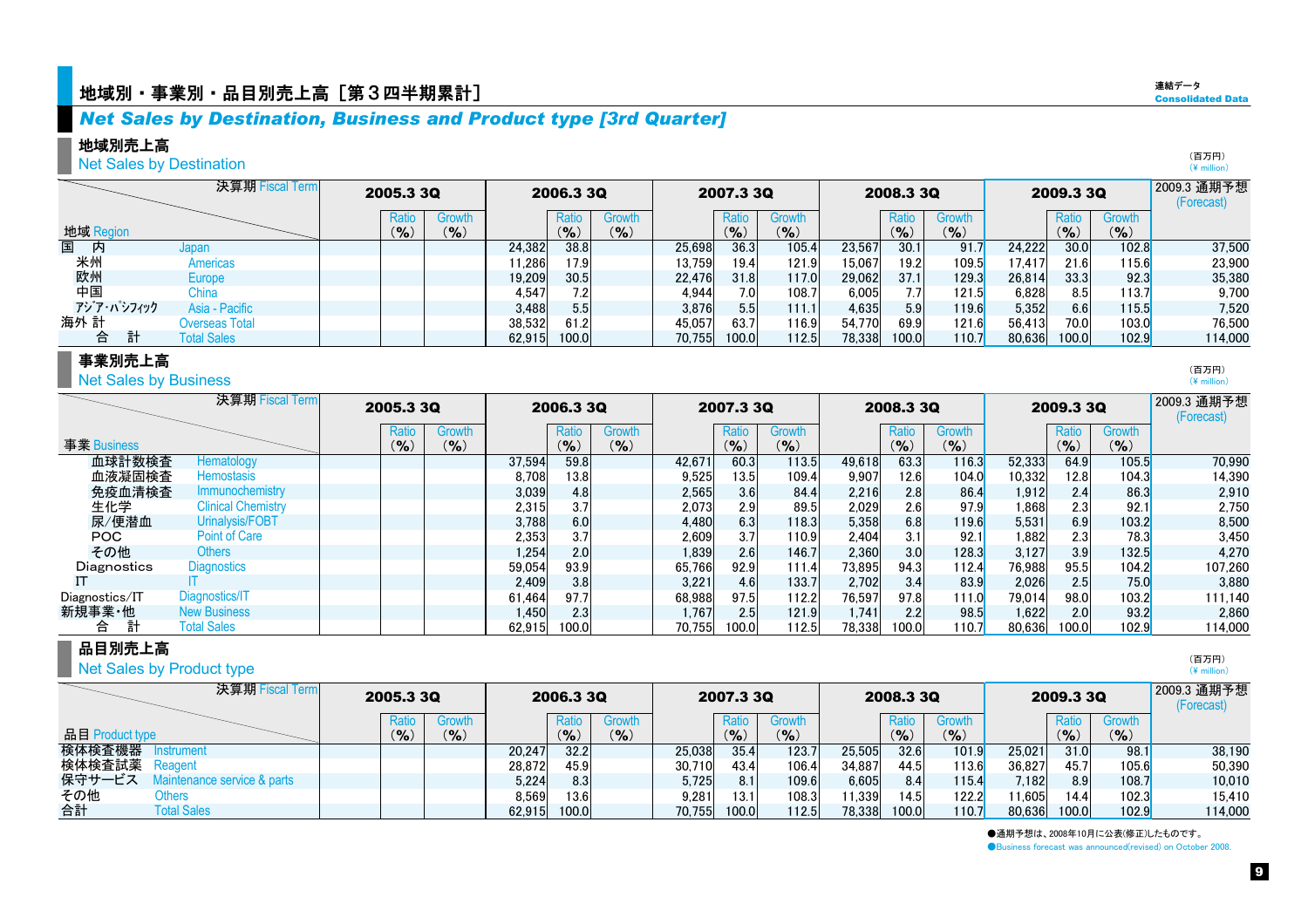連結データ
Consolidated Data

# 地域別・事業別・品目別売上高［第３四半期累計］

## *Net Sales by Destination, Business and Product type [3rd Quarter]*

### 地域別売上高
### Net Sales by Destination

（百万円）
（¥ million）

| 地域 Region | | 2005.3 3Q | Ratio (%) | Growth (%) | 2006.3 3Q | Ratio (%) | Growth (%) | 2007.3 3Q | Ratio (%) | Growth (%) | 2008.3 3Q | Ratio (%) | Growth (%) | 2009.3 3Q | Ratio (%) | Growth (%) | 2009.3 通期予想 (Forecast) |
|---|---|---|---|---|---|---|---|---|---|---|---|---|---|---|---|---|---|
| 国　内 | Japan | | | | 24,382 | 38.8 | | 25,698 | 36.3 | 105.4 | 23,567 | 30.1 | 91.7 | 24,222 | 30.0 | 102.8 | 37,500 |
| 米州 | Americas | | | | 11,286 | 17.9 | | 13,759 | 19.4 | 121.9 | 15,067 | 19.2 | 109.5 | 17,417 | 21.6 | 115.6 | 23,900 |
| 欧州 | Europe | | | | 19,209 | 30.5 | | 22,476 | 31.8 | 117.0 | 29,062 | 37.1 | 129.3 | 26,814 | 33.3 | 92.3 | 35,380 |
| 中国 | China | | | | 4,547 | 7.2 | | 4,944 | 7.0 | 108.7 | 6,005 | 7.7 | 121.5 | 6,828 | 8.5 | 113.7 | 9,700 |
| ｱｼﾞｱ･ﾊﾟｼﾌｨｯｸ | Asia - Pacific | | | | 3,488 | 5.5 | | 3,876 | 5.5 | 111.1 | 4,635 | 5.9 | 119.6 | 5,352 | 6.6 | 115.5 | 7,520 |
| 海外 計 | Overseas Total | | | | 38,532 | 61.2 | | 45,057 | 63.7 | 116.9 | 54,770 | 69.9 | 121.6 | 56,413 | 70.0 | 103.0 | 76,500 |
| 合　計 | Total Sales | | | | 62,915 | 100.0 | | 70,755 | 100.0 | 112.5 | 78,338 | 100.0 | 110.7 | 80,636 | 100.0 | 102.9 | 114,000 |

### 事業別売上高
### Net Sales by Business

（百万円）
（¥ million）

| 事業 Business | | 2005.3 3Q | Ratio (%) | Growth (%) | 2006.3 3Q | Ratio (%) | Growth (%) | 2007.3 3Q | Ratio (%) | Growth (%) | 2008.3 3Q | Ratio (%) | Growth (%) | 2009.3 3Q | Ratio (%) | Growth (%) | 2009.3 通期予想 (Forecast) |
|---|---|---|---|---|---|---|---|---|---|---|---|---|---|---|---|---|---|
| 血球計数検査 | Hematology | | | | 37,594 | 59.8 | | 42,671 | 60.3 | 113.5 | 49,618 | 63.3 | 116.3 | 52,333 | 64.9 | 105.5 | 70,990 |
| 血液凝固検査 | Hemostasis | | | | 8,708 | 13.8 | | 9,525 | 13.5 | 109.4 | 9,907 | 12.6 | 104.0 | 10,332 | 12.8 | 104.3 | 14,390 |
| 免疫血清検査 | Immunochemistry | | | | 3,039 | 4.8 | | 2,565 | 3.6 | 84.4 | 2,216 | 2.8 | 86.4 | 1,912 | 2.4 | 86.3 | 2,910 |
| 生化学 | Clinical Chemistry | | | | 2,315 | 3.7 | | 2,073 | 2.9 | 89.5 | 2,029 | 2.6 | 97.9 | 1,868 | 2.3 | 92.1 | 2,750 |
| 尿/便潜血 | Urinalysis/FOBT | | | | 3,788 | 6.0 | | 4,480 | 6.3 | 118.3 | 5,358 | 6.8 | 119.6 | 5,531 | 6.9 | 103.2 | 8,500 |
| POC | Point of Care | | | | 2,353 | 3.7 | | 2,609 | 3.7 | 110.9 | 2,404 | 3.1 | 92.1 | 1,882 | 2.3 | 78.3 | 3,450 |
| その他 | Others | | | | 1,254 | 2.0 | | 1,839 | 2.6 | 146.7 | 2,360 | 3.0 | 128.3 | 3,127 | 3.9 | 132.5 | 4,270 |
| Diagnostics | Diagnostics | | | | 59,054 | 93.9 | | 65,766 | 92.9 | 111.4 | 73,895 | 94.3 | 112.4 | 76,988 | 95.5 | 104.2 | 107,260 |
| IT | IT | | | | 2,409 | 3.8 | | 3,221 | 4.6 | 133.7 | 2,702 | 3.4 | 83.9 | 2,026 | 2.5 | 75.0 | 3,880 |
| Diagnostics/IT | Diagnostics/IT | | | | 61,464 | 97.7 | | 68,988 | 97.5 | 112.2 | 76,597 | 97.8 | 111.0 | 79,014 | 98.0 | 103.2 | 111,140 |
| 新規事業・他 | New Business | | | | 1,450 | 2.3 | | 1,767 | 2.5 | 121.9 | 1,741 | 2.2 | 98.5 | 1,622 | 2.0 | 93.2 | 2,860 |
| 合　計 | Total Sales | | | | 62,915 | 100.0 | | 70,755 | 100.0 | 112.5 | 78,338 | 100.0 | 110.7 | 80,636 | 100.0 | 102.9 | 114,000 |

### 品目別売上高
### Net Sales by Product type

（百万円）
（¥ million）

| 品目 Product type | | 2005.3 3Q | Ratio (%) | Growth (%) | 2006.3 3Q | Ratio (%) | Growth (%) | 2007.3 3Q | Ratio (%) | Growth (%) | 2008.3 3Q | Ratio (%) | Growth (%) | 2009.3 3Q | Ratio (%) | Growth (%) | 2009.3 通期予想 (Forecast) |
|---|---|---|---|---|---|---|---|---|---|---|---|---|---|---|---|---|---|
| 検体検査機器 | Instrument | | | | 20,247 | 32.2 | | 25,038 | 35.4 | 123.7 | 25,505 | 32.6 | 101.9 | 25,021 | 31.0 | 98.1 | 38,190 |
| 検体検査試薬 | Reagent | | | | 28,872 | 45.9 | | 30,710 | 43.4 | 106.4 | 34,887 | 44.5 | 113.6 | 36,827 | 45.7 | 105.6 | 50,390 |
| 保守サービス | Maintenance service & parts | | | | 5,224 | 8.3 | | 5,725 | 8.1 | 109.6 | 6,605 | 8.4 | 115.4 | 7,182 | 8.9 | 108.7 | 10,010 |
| その他 | Others | | | | 8,569 | 13.6 | | 9,281 | 13.1 | 108.3 | 11,339 | 14.5 | 122.2 | 11,605 | 14.4 | 102.3 | 15,410 |
| 合計 | Total Sales | | | | 62,915 | 100.0 | | 70,755 | 100.0 | 112.5 | 78,338 | 100.0 | 110.7 | 80,636 | 100.0 | 102.9 | 114,000 |

●通期予想は、2008年10月に公表(修正)したものです。
●Business forecast was announced(revised) on October 2008.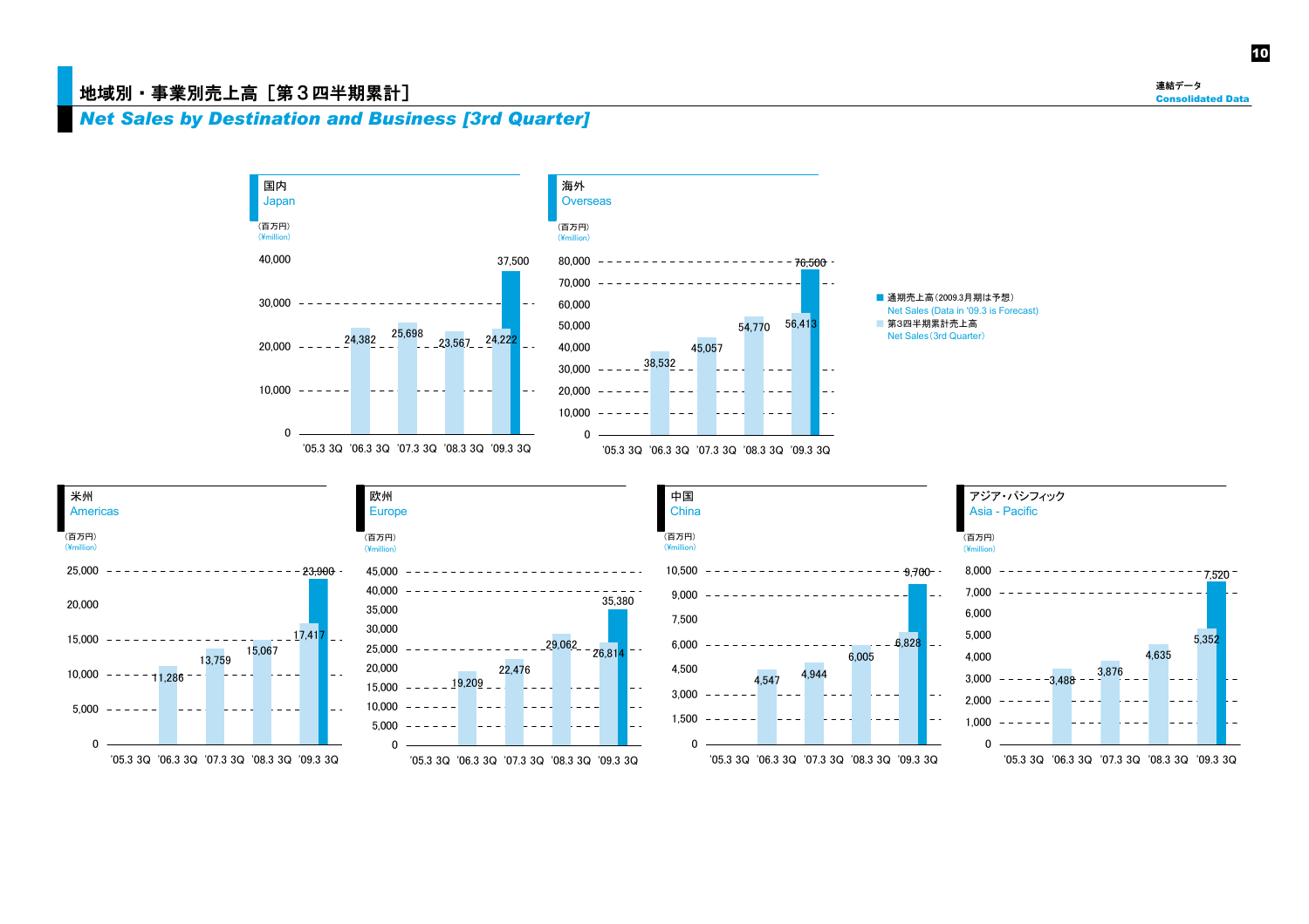# 地域別・事業別売上高［第３四半期累計］

## *Net Sales by Destination and Business [3rd Quarter]*

■ 通期売上高（2009.3月期は予想）Net Sales (Data in '09.3 is Forecast)
■ 第3四半期累計売上高 Net Sales (3rd Quarter)

### 国内 Japan

（百万円）(¥million)

| | '05.3 3Q | '06.3 3Q | '07.3 3Q | '08.3 3Q | '09.3 3Q |
|---|---|---|---|---|---|
| 第3四半期累計売上高 Net Sales (3rd Quarter) | 24,382 | 25,698 | 23,567 | 24,222 | |
| 通期売上高（予想）Net Sales (Forecast) | | | | | 37,500 |

### 海外 Overseas

（百万円）(¥million)

| | '05.3 3Q | '06.3 3Q | '07.3 3Q | '08.3 3Q | '09.3 3Q |
|---|---|---|---|---|---|
| 第3四半期累計売上高 Net Sales (3rd Quarter) | 38,532 | 45,057 | 54,770 | 56,413 | |
| 通期売上高（予想）Net Sales (Forecast) | | | | | 76,500 |

### 米州 Americas

（百万円）(¥million)

| | '05.3 3Q | '06.3 3Q | '07.3 3Q | '08.3 3Q | '09.3 3Q |
|---|---|---|---|---|---|
| 第3四半期累計売上高 Net Sales (3rd Quarter) | 11,286 | 13,759 | 15,067 | 17,417 | |
| 通期売上高（予想）Net Sales (Forecast) | | | | | 23,900 |

### 欧州 Europe

（百万円）(¥million)

| | '05.3 3Q | '06.3 3Q | '07.3 3Q | '08.3 3Q | '09.3 3Q |
|---|---|---|---|---|---|
| 第3四半期累計売上高 Net Sales (3rd Quarter) | 19,209 | 22,476 | 29,062 | 26,814 | |
| 通期売上高（予想）Net Sales (Forecast) | | | | | 35,380 |

### 中国 China

（百万円）(¥million)

| | '05.3 3Q | '06.3 3Q | '07.3 3Q | '08.3 3Q | '09.3 3Q |
|---|---|---|---|---|---|
| 第3四半期累計売上高 Net Sales (3rd Quarter) | 4,547 | 4,944 | 6,005 | 6,828 | |
| 通期売上高（予想）Net Sales (Forecast) | | | | | 9,700 |

### アジア・パシフィック Asia - Pacific

（百万円）(¥million)

| | '05.3 3Q | '06.3 3Q | '07.3 3Q | '08.3 3Q | '09.3 3Q |
|---|---|---|---|---|---|
| 第3四半期累計売上高 Net Sales (3rd Quarter) | 3,488 | 3,876 | 4,635 | 5,352 | |
| 通期売上高（予想）Net Sales (Forecast) | | | | | 7,520 |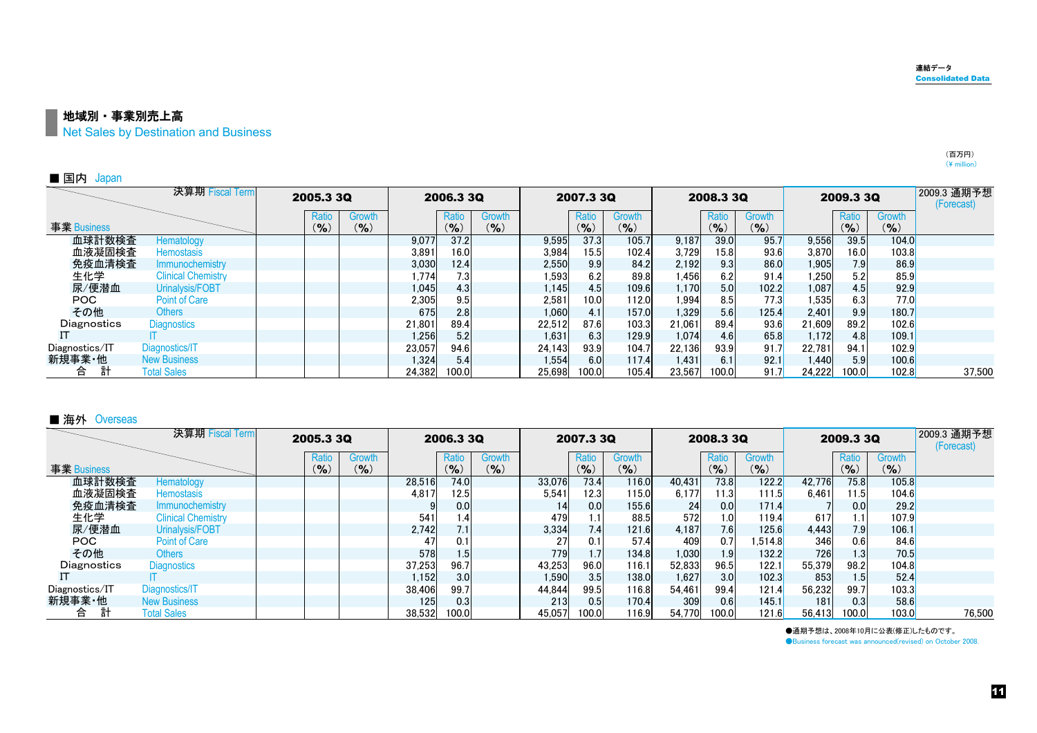連結データ
Consolidated Data

## 地域別・事業別売上高
Net Sales by Destination and Business

（百万円）
(¥ million)

### ■ 国内 Japan

| 事業 Business / 決算期 Fiscal Term | | 2005.3 3Q | Ratio (%) | Growth (%) | 2006.3 3Q | Ratio (%) | Growth (%) | 2007.3 3Q | Ratio (%) | Growth (%) | 2008.3 3Q | Ratio (%) | Growth (%) | 2009.3 3Q | Ratio (%) | Growth (%) | 2009.3 通期予想 (Forecast) |
|---|---|---|---|---|---|---|---|---|---|---|---|---|---|---|---|---|---|
| 血球計数検査 | Hematology | | | | 9,077 | 37.2 | | 9,595 | 37.3 | 105.7 | 9,187 | 39.0 | 95.7 | 9,556 | 39.5 | 104.0 | |
| 血液凝固検査 | Hemostasis | | | | 3,891 | 16.0 | | 3,984 | 15.5 | 102.4 | 3,729 | 15.8 | 93.6 | 3,870 | 16.0 | 103.8 | |
| 免疫血清検査 | Immunochemistry | | | | 3,030 | 12.4 | | 2,550 | 9.9 | 84.2 | 2,192 | 9.3 | 86.0 | 1,905 | 7.9 | 86.9 | |
| 生化学 | Clinical Chemistry | | | | 1,774 | 7.3 | | 1,593 | 6.2 | 89.8 | 1,456 | 6.2 | 91.4 | 1,250 | 5.2 | 85.9 | |
| 尿/便潜血 | Urinalysis/FOBT | | | | 1,045 | 4.3 | | 1,145 | 4.5 | 109.6 | 1,170 | 5.0 | 102.2 | 1,087 | 4.5 | 92.9 | |
| POC | Point of Care | | | | 2,305 | 9.5 | | 2,581 | 10.0 | 112.0 | 1,994 | 8.5 | 77.3 | 1,535 | 6.3 | 77.0 | |
| その他 | Others | | | | 675 | 2.8 | | 1,060 | 4.1 | 157.0 | 1,329 | 5.6 | 125.4 | 2,401 | 9.9 | 180.7 | |
| Diagnostics | Diagnostics | | | | 21,801 | 89.4 | | 22,512 | 87.6 | 103.3 | 21,061 | 89.4 | 93.6 | 21,609 | 89.2 | 102.6 | |
| IT | IT | | | | 1,256 | 5.2 | | 1,631 | 6.3 | 129.9 | 1,074 | 4.6 | 65.8 | 1,172 | 4.8 | 109.1 | |
| Diagnostics/IT | Diagnostics/IT | | | | 23,057 | 94.6 | | 24,143 | 93.9 | 104.7 | 22,136 | 93.9 | 91.7 | 22,781 | 94.1 | 102.9 | |
| 新規事業･他 | New Business | | | | 1,324 | 5.4 | | 1,554 | 6.0 | 117.4 | 1,431 | 6.1 | 92.1 | 1,440 | 5.9 | 100.6 | |
| 合　計 | Total Sales | | | | 24,382 | 100.0 | | 25,698 | 100.0 | 105.4 | 23,567 | 100.0 | 91.7 | 24,222 | 100.0 | 102.8 | 37,500 |

### ■ 海外 Overseas

| 事業 Business / 決算期 Fiscal Term | | 2005.3 3Q | Ratio (%) | Growth (%) | 2006.3 3Q | Ratio (%) | Growth (%) | 2007.3 3Q | Ratio (%) | Growth (%) | 2008.3 3Q | Ratio (%) | Growth (%) | 2009.3 3Q | Ratio (%) | Growth (%) | 2009.3 通期予想 (Forecast) |
|---|---|---|---|---|---|---|---|---|---|---|---|---|---|---|---|---|---|
| 血球計数検査 | Hematology | | | | 28,516 | 74.0 | | 33,076 | 73.4 | 116.0 | 40,431 | 73.8 | 122.2 | 42,776 | 75.8 | 105.8 | |
| 血液凝固検査 | Hemostasis | | | | 4,817 | 12.5 | | 5,541 | 12.3 | 115.0 | 6,177 | 11.3 | 111.5 | 6,461 | 11.5 | 104.6 | |
| 免疫血清検査 | Immunochemistry | | | | 9 | 0.0 | | 14 | 0.0 | 155.6 | 24 | 0.0 | 171.4 | 7 | 0.0 | 29.2 | |
| 生化学 | Clinical Chemistry | | | | 541 | 1.4 | | 479 | 1.1 | 88.5 | 572 | 1.0 | 119.4 | 617 | 1.1 | 107.9 | |
| 尿/便潜血 | Urinalysis/FOBT | | | | 2,742 | 7.1 | | 3,334 | 7.4 | 121.6 | 4,187 | 7.6 | 125.6 | 4,443 | 7.9 | 106.1 | |
| POC | Point of Care | | | | 47 | 0.1 | | 27 | 0.1 | 57.4 | 409 | 0.7 | 1,514.8 | 346 | 0.6 | 84.6 | |
| その他 | Others | | | | 578 | 1.5 | | 779 | 1.7 | 134.8 | 1,030 | 1.9 | 132.2 | 726 | 1.3 | 70.5 | |
| Diagnostics | Diagnostics | | | | 37,253 | 96.7 | | 43,253 | 96.0 | 116.1 | 52,833 | 96.5 | 122.1 | 55,379 | 98.2 | 104.8 | |
| IT | IT | | | | 1,152 | 3.0 | | 1,590 | 3.5 | 138.0 | 1,627 | 3.0 | 102.3 | 853 | 1.5 | 52.4 | |
| Diagnostics/IT | Diagnostics/IT | | | | 38,406 | 99.7 | | 44,844 | 99.5 | 116.8 | 54,461 | 99.4 | 121.4 | 56,232 | 99.7 | 103.3 | |
| 新規事業･他 | New Business | | | | 125 | 0.3 | | 213 | 0.5 | 170.4 | 309 | 0.6 | 145.1 | 181 | 0.3 | 58.6 | |
| 合　計 | Total Sales | | | | 38,532 | 100.0 | | 45,057 | 100.0 | 116.9 | 54,770 | 100.0 | 121.6 | 56,413 | 100.0 | 103.0 | 76,500 |

●通期予想は、2008年10月に公表(修正)したものです。
●Business forecast was announced(revised) on October 2008.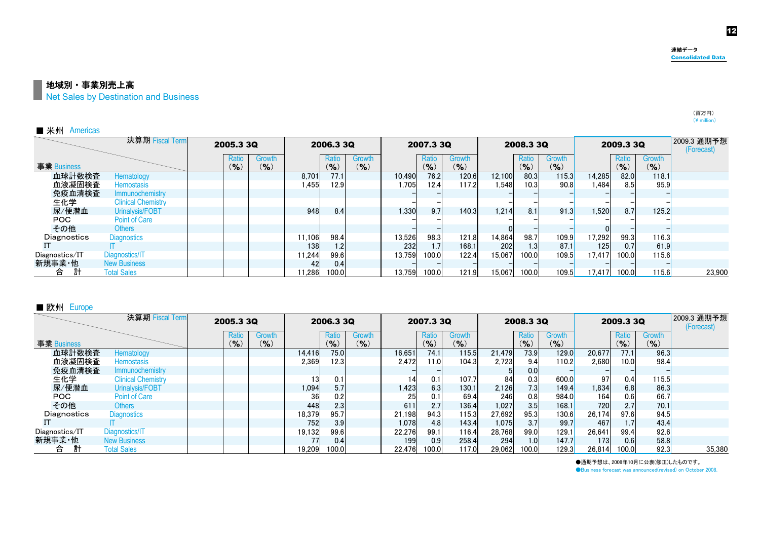連結データ
Consolidated Data

## 地域別・事業別売上高
Net Sales by Destination and Business

（百万円）
(¥ million)

### ■ 米州 Americas

| 決算期 Fiscal Term / 事業 Business | | 2005.3 3Q | Ratio (%) | Growth (%) | 2006.3 3Q | Ratio (%) | Growth (%) | 2007.3 3Q | Ratio (%) | Growth (%) | 2008.3 3Q | Ratio (%) | Growth (%) | 2009.3 3Q | Ratio (%) | Growth (%) | 2009.3 通期予想 (Forecast) |
|---|---|---|---|---|---|---|---|---|---|---|---|---|---|---|---|---|---|
| 血球計数検査 | Hematology | | | | 8,701 | 77.1 | | 10,490 | 76.2 | 120.6 | 12,100 | 80.3 | 115.3 | 14,285 | 82.0 | 118.1 | |
| 血液凝固検査 | Hemostasis | | | | 1,455 | 12.9 | | 1,705 | 12.4 | 117.2 | 1,548 | 10.3 | 90.8 | 1,484 | 8.5 | 95.9 | |
| 免疫血清検査 | Immunochemistry | | | | | | | – | – | | – | – | – | – | – | – | |
| 生化学 | Clinical Chemistry | | | | | | | – | – | | – | – | – | – | – | – | |
| 尿/便潜血 | Urinalysis/FOBT | | | | 948 | 8.4 | | 1,330 | 9.7 | 140.3 | 1,214 | 8.1 | 91.3 | 1,520 | 8.7 | 125.2 | |
| POC | Point of Care | | | | | | | – | – | | – | – | – | – | – | – | |
| その他 | Others | | | | | | | – | – | | 0 | – | – | 0 | – | – | |
| Diagnostics | Diagnostics | | | | 11,106 | 98.4 | | 13,526 | 98.3 | 121.8 | 14,864 | 98.7 | 109.9 | 17,292 | 99.3 | 116.3 | |
| IT | IT | | | | 138 | 1.2 | | 232 | 1.7 | 168.1 | 202 | 1.3 | 87.1 | 125 | 0.7 | 61.9 | |
| Diagnostics/IT | Diagnostics/IT | | | | 11,244 | 99.6 | | 13,759 | 100.0 | 122.4 | 15,067 | 100.0 | 109.5 | 17,417 | 100.0 | 115.6 | |
| 新規事業･他 | New Business | | | | 42 | 0.4 | | – | – | – | – | – | – | – | – | – | |
| 合　計 | Total Sales | | | | 11,286 | 100.0 | | 13,759 | 100.0 | 121.9 | 15,067 | 100.0 | 109.5 | 17,417 | 100.0 | 115.6 | 23,900 |

### ■ 欧州 Europe

| 決算期 Fiscal Term / 事業 Business | | 2005.3 3Q | Ratio (%) | Growth (%) | 2006.3 3Q | Ratio (%) | Growth (%) | 2007.3 3Q | Ratio (%) | Growth (%) | 2008.3 3Q | Ratio (%) | Growth (%) | 2009.3 3Q | Ratio (%) | Growth (%) | 2009.3 通期予想 (Forecast) |
|---|---|---|---|---|---|---|---|---|---|---|---|---|---|---|---|---|---|
| 血球計数検査 | Hematology | | | | 14,416 | 75.0 | | 16,651 | 74.1 | 115.5 | 21,479 | 73.9 | 129.0 | 20,677 | 77.1 | 96.3 | |
| 血液凝固検査 | Hemostasis | | | | 2,369 | 12.3 | | 2,472 | 11.0 | 104.3 | 2,723 | 9.4 | 110.2 | 2,680 | 10.0 | 98.4 | |
| 免疫血清検査 | Immunochemistry | | | | | | | – | – | | 5 | 0.0 | | – | – | – | |
| 生化学 | Clinical Chemistry | | | | 13 | 0.1 | | 14 | 0.1 | 107.7 | 84 | 0.3 | 600.0 | 97 | 0.4 | 115.5 | |
| 尿/便潜血 | Urinalysis/FOBT | | | | 1,094 | 5.7 | | 1,423 | 6.3 | 130.1 | 2,126 | 7.3 | 149.4 | 1,834 | 6.8 | 86.3 | |
| POC | Point of Care | | | | 36 | 0.2 | | 25 | 0.1 | 69.4 | 246 | 0.8 | 984.0 | 164 | 0.6 | 66.7 | |
| その他 | Others | | | | 448 | 2.3 | | 611 | 2.7 | 136.4 | 1,027 | 3.5 | 168.1 | 720 | 2.7 | 70.1 | |
| Diagnostics | Diagnostics | | | | 18,379 | 95.7 | | 21,198 | 94.3 | 115.3 | 27,692 | 95.3 | 130.6 | 26,174 | 97.6 | 94.5 | |
| IT | IT | | | | 752 | 3.9 | | 1,078 | 4.8 | 143.4 | 1,075 | 3.7 | 99.7 | 467 | 1.7 | 43.4 | |
| Diagnostics/IT | Diagnostics/IT | | | | 19,132 | 99.6 | | 22,276 | 99.1 | 116.4 | 28,768 | 99.0 | 129.1 | 26,641 | 99.4 | 92.6 | |
| 新規事業･他 | New Business | | | | 77 | 0.4 | | 199 | 0.9 | 258.4 | 294 | 1.0 | 147.7 | 173 | 0.6 | 58.8 | |
| 合　計 | Total Sales | | | | 19,209 | 100.0 | | 22,476 | 100.0 | 117.0 | 29,062 | 100.0 | 129.3 | 26,814 | 100.0 | 92.3 | 35,380 |

●通期予想は、2008年10月に公表(修正)したものです。
●Business forecast was announced(revised) on October 2008.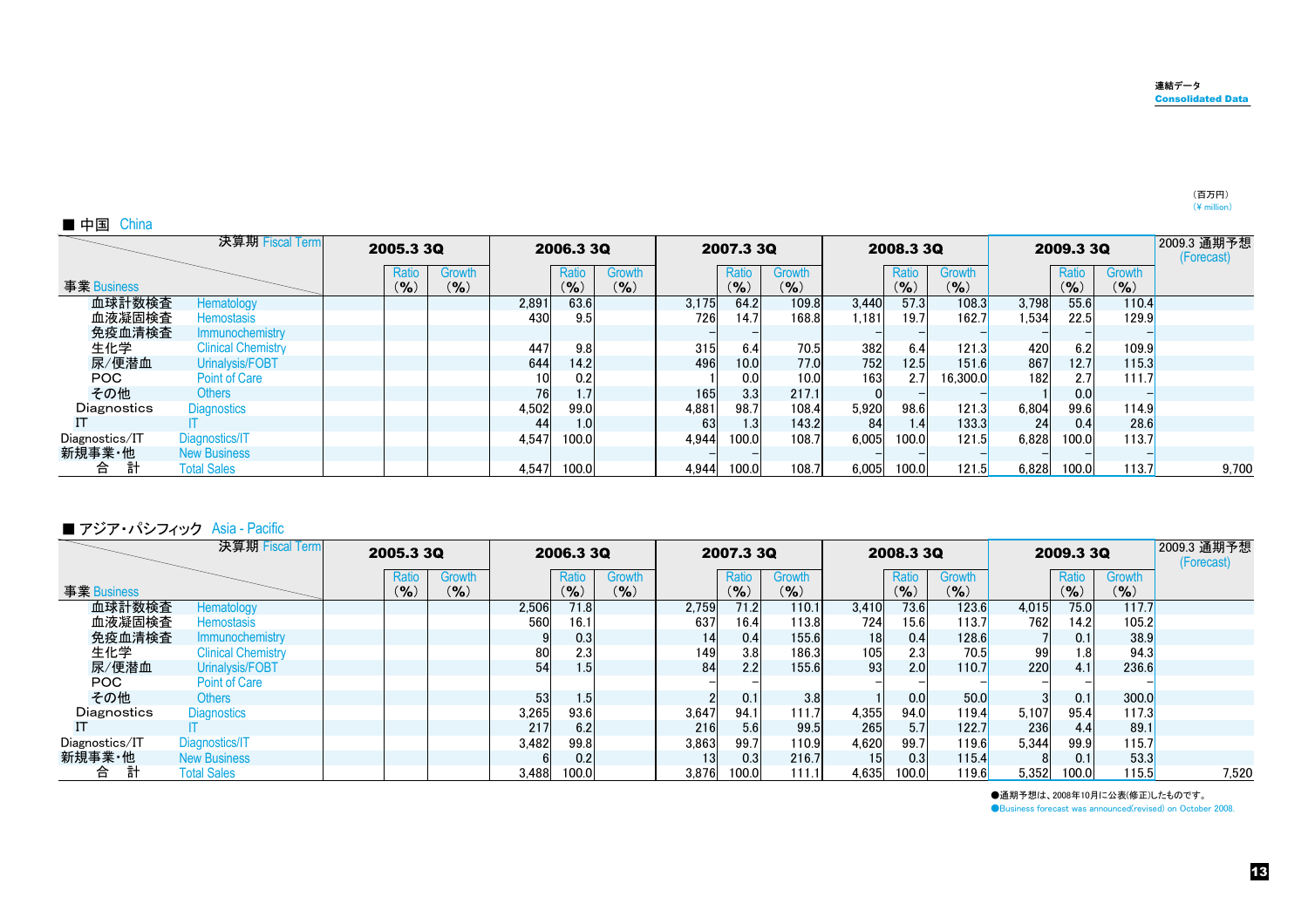連結データ
Consolidated Data

（百万円）
(¥ million)

## ■ 中国 China

| 事業 Business | | 2005.3 3Q | Ratio (%) | Growth (%) | 2006.3 3Q | Ratio (%) | Growth (%) | 2007.3 3Q | Ratio (%) | Growth (%) | 2008.3 3Q | Ratio (%) | Growth (%) | 2009.3 3Q | Ratio (%) | Growth (%) | 2009.3 通期予想 (Forecast) |
|---|---|---|---|---|---|---|---|---|---|---|---|---|---|---|---|---|---|
| 血球計数検査 | Hematology | | | | 2,891 | 63.6 | | 3,175 | 64.2 | 109.8 | 3,440 | 57.3 | 108.3 | 3,798 | 55.6 | 110.4 | |
| 血液凝固検査 | Hemostasis | | | | 430 | 9.5 | | 726 | 14.7 | 168.8 | 1,181 | 19.7 | 162.7 | 1,534 | 22.5 | 129.9 | |
| 免疫血清検査 | Immunochemistry | | | | | | | – | – | | – | – | – | – | – | – | |
| 生化学 | Clinical Chemistry | | | | 447 | 9.8 | | 315 | 6.4 | 70.5 | 382 | 6.4 | 121.3 | 420 | 6.2 | 109.9 | |
| 尿/便潜血 | Urinalysis/FOBT | | | | 644 | 14.2 | | 496 | 10.0 | 77.0 | 752 | 12.5 | 151.6 | 867 | 12.7 | 115.3 | |
| POC | Point of Care | | | | 10 | 0.2 | | 1 | 0.0 | 10.0 | 163 | 2.7 | 16,300.0 | 182 | 2.7 | 111.7 | |
| その他 | Others | | | | 76 | 1.7 | | 165 | 3.3 | 217.1 | 0 | – | – | 1 | 0.0 | – | |
| Diagnostics | Diagnostics | | | | 4,502 | 99.0 | | 4,881 | 98.7 | 108.4 | 5,920 | 98.6 | 121.3 | 6,804 | 99.6 | 114.9 | |
| IT | IT | | | | 44 | 1.0 | | 63 | 1.3 | 143.2 | 84 | 1.4 | 133.3 | 24 | 0.4 | 28.6 | |
| Diagnostics/IT | Diagnostics/IT | | | | 4,547 | 100.0 | | 4,944 | 100.0 | 108.7 | 6,005 | 100.0 | 121.5 | 6,828 | 100.0 | 113.7 | |
| 新規事業・他 | New Business | | | | | | | – | – | | – | – | – | – | – | – | |
| 合　計 | Total Sales | | | | 4,547 | 100.0 | | 4,944 | 100.0 | 108.7 | 6,005 | 100.0 | 121.5 | 6,828 | 100.0 | 113.7 | 9,700 |

## ■ アジア・パシフィック Asia - Pacific

| 事業 Business | | 2005.3 3Q | Ratio (%) | Growth (%) | 2006.3 3Q | Ratio (%) | Growth (%) | 2007.3 3Q | Ratio (%) | Growth (%) | 2008.3 3Q | Ratio (%) | Growth (%) | 2009.3 3Q | Ratio (%) | Growth (%) | 2009.3 通期予想 (Forecast) |
|---|---|---|---|---|---|---|---|---|---|---|---|---|---|---|---|---|---|
| 血球計数検査 | Hematology | | | | 2,506 | 71.8 | | 2,759 | 71.2 | 110.1 | 3,410 | 73.6 | 123.6 | 4,015 | 75.0 | 117.7 | |
| 血液凝固検査 | Hemostasis | | | | 560 | 16.1 | | 637 | 16.4 | 113.8 | 724 | 15.6 | 113.7 | 762 | 14.2 | 105.2 | |
| 免疫血清検査 | Immunochemistry | | | | 9 | 0.3 | | 14 | 0.4 | 155.6 | 18 | 0.4 | 128.6 | 7 | 0.1 | 38.9 | |
| 生化学 | Clinical Chemistry | | | | 80 | 2.3 | | 149 | 3.8 | 186.3 | 105 | 2.3 | 70.5 | 99 | 1.8 | 94.3 | |
| 尿/便潜血 | Urinalysis/FOBT | | | | 54 | 1.5 | | 84 | 2.2 | 155.6 | 93 | 2.0 | 110.7 | 220 | 4.1 | 236.6 | |
| POC | Point of Care | | | | | | | – | – | | – | – | – | – | – | – | |
| その他 | Others | | | | 53 | 1.5 | | 2 | 0.1 | 3.8 | 1 | 0.0 | 50.0 | 3 | 0.1 | 300.0 | |
| Diagnostics | Diagnostics | | | | 3,265 | 93.6 | | 3,647 | 94.1 | 111.7 | 4,355 | 94.0 | 119.4 | 5,107 | 95.4 | 117.3 | |
| IT | IT | | | | 217 | 6.2 | | 216 | 5.6 | 99.5 | 265 | 5.7 | 122.7 | 236 | 4.4 | 89.1 | |
| Diagnostics/IT | Diagnostics/IT | | | | 3,482 | 99.8 | | 3,863 | 99.7 | 110.9 | 4,620 | 99.7 | 119.6 | 5,344 | 99.9 | 115.7 | |
| 新規事業・他 | New Business | | | | 6 | 0.2 | | 13 | 0.3 | 216.7 | 15 | 0.3 | 115.4 | 8 | 0.1 | 53.3 | |
| 合　計 | Total Sales | | | | 3,488 | 100.0 | | 3,876 | 100.0 | 111.1 | 4,635 | 100.0 | 119.6 | 5,352 | 100.0 | 115.5 | 7,520 |

●通期予想は、2008年10月に公表(修正)したものです。
●Business forecast was announced(revised) on October 2008.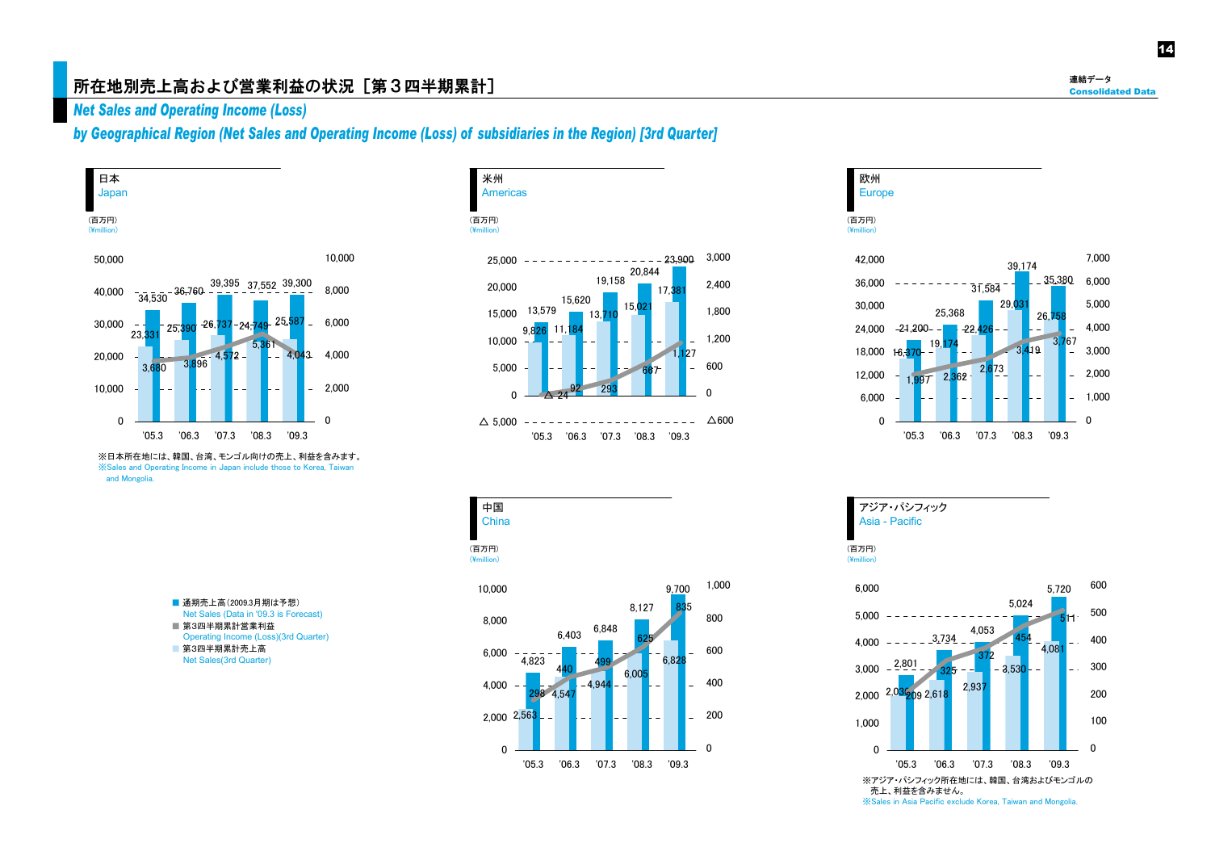# 所在地別売上高および営業利益の状況［第３四半期累計］

## *Net Sales and Operating Income (Loss) by Geographical Region (Net Sales and Operating Income (Loss) of subsidiaries in the Region) [3rd Quarter]*

### 日本 Japan

（百万円）(¥million)

| | '05.3 | '06.3 | '07.3 | '08.3 | '09.3 |
|---|---|---|---|---|---|
| 通期売上高 Net Sales | 34,530 | 36,760 | 39,395 | 37,552 | 39,300 |
| 第3四半期累計売上高 Net Sales(3rd Quarter) | 23,331 | 25,390 | 26,737 | 24,749 | 25,587 |
| 第3四半期累計営業利益 Operating Income (Loss)(3rd Quarter) | 3,680 | 3,896 | 4,572 | 5,361 | 4,043 |

※日本所在地には、韓国、台湾、モンゴル向けの売上、利益を含みます。
※Sales and Operating Income in Japan include those to Korea, Taiwan and Mongolia.

### 米州 Americas

（百万円）(¥million)

| | '05.3 | '06.3 | '07.3 | '08.3 | '09.3 |
|---|---|---|---|---|---|
| 通期売上高 Net Sales | 13,579 | 15,620 | 19,158 | 20,844 | 23,900 |
| 第3四半期累計売上高 Net Sales(3rd Quarter) | 9,826 | 11,184 | 13,710 | 15,021 | 17,381 |
| 第3四半期累計営業利益 Operating Income (Loss)(3rd Quarter) | △24 | 92 | 293 | 667 | 1,127 |

### 欧州 Europe

（百万円）(¥million)

| | '05.3 | '06.3 | '07.3 | '08.3 | '09.3 |
|---|---|---|---|---|---|
| 通期売上高 Net Sales | 21,200 | 25,368 | 31,584 | 39,174 | 35,380 |
| 第3四半期累計売上高 Net Sales(3rd Quarter) | 16,370 | 19,174 | 22,426 | 29,031 | 26,758 |
| 第3四半期累計営業利益 Operating Income (Loss)(3rd Quarter) | 1,997 | 2,362 | 2,673 | 3,419 | 3,767 |

### 中国 China

（百万円）(¥million)

| | '05.3 | '06.3 | '07.3 | '08.3 | '09.3 |
|---|---|---|---|---|---|
| 通期売上高 Net Sales | 4,823 | 6,403 | 6,848 | 8,127 | 9,700 |
| 第3四半期累計売上高 Net Sales(3rd Quarter) | 2,563 | 4,547 | 4,944 | 6,005 | 6,828 |
| 第3四半期累計営業利益 Operating Income (Loss)(3rd Quarter) | 298 | 440 | 499 | 625 | 835 |

### アジア・パシフィック Asia - Pacific

（百万円）(¥million)

| | '05.3 | '06.3 | '07.3 | '08.3 | '09.3 |
|---|---|---|---|---|---|
| 通期売上高 Net Sales | 2,801 | 3,734 | 4,053 | 5,024 | 5,720 |
| 第3四半期累計売上高 Net Sales(3rd Quarter) | 2,036 | 2,618 | 2,937 | 3,530 | 4,081 |
| 第3四半期累計営業利益 Operating Income (Loss)(3rd Quarter) | 209 | 325 | 372 | 454 | 511 |

※アジア・パシフィック所在地には、韓国、台湾およびモンゴルの売上、利益を含みません。
※Sales in Asia Pacific exclude Korea, Taiwan and Mongolia.

■ 通期売上高（2009.3月期は予想） Net Sales (Data in '09.3 is Forecast)
■ 第3四半期累計営業利益 Operating Income (Loss)(3rd Quarter)
■ 第3四半期累計売上高 Net Sales(3rd Quarter)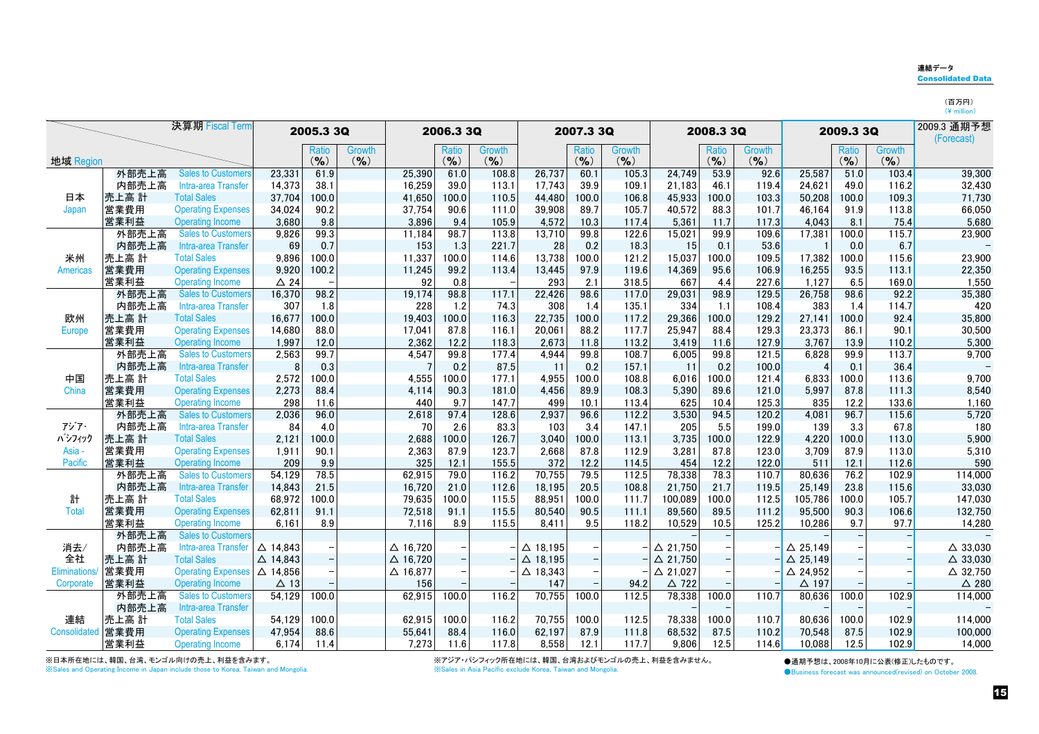連結データ
**Consolidated Data**

（百万円）
(¥ million)

| 地域 Region | | 決算期 Fiscal Term | 2005.3 3Q | Ratio (%) | Growth (%) | 2006.3 3Q | Ratio (%) | Growth (%) | 2007.3 3Q | Ratio (%) | Growth (%) | 2008.3 3Q | Ratio (%) | Growth (%) | 2009.3 3Q | Ratio (%) | Growth (%) | 2009.3 通期予想 (Forecast) |
|---|---|---|---|---|---|---|---|---|---|---|---|---|---|---|---|---|---|---|
| 日本 Japan | 外部売上高 | Sales to Customers | 23,331 | 61.9 | | 25,390 | 61.0 | 108.8 | 26,737 | 60.1 | 105.3 | 24,749 | 53.9 | 92.6 | 25,587 | 51.0 | 103.4 | 39,300 |
| | 内部売上高 | Intra-area Transfer | 14,373 | 38.1 | | 16,259 | 39.0 | 113.1 | 17,743 | 39.9 | 109.1 | 21,183 | 46.1 | 119.4 | 24,621 | 49.0 | 116.2 | 32,430 |
| | 売上高 計 | Total Sales | 37,704 | 100.0 | | 41,650 | 100.0 | 110.5 | 44,480 | 100.0 | 106.8 | 45,933 | 100.0 | 103.3 | 50,208 | 100.0 | 109.3 | 71,730 |
| | 営業費用 | Operating Expenses | 34,024 | 90.2 | | 37,754 | 90.6 | 111.0 | 39,908 | 89.7 | 105.7 | 40,572 | 88.3 | 101.7 | 46,164 | 91.9 | 113.8 | 66,050 |
| | 営業利益 | Operating Income | 3,680 | 9.8 | | 3,896 | 9.4 | 105.9 | 4,572 | 10.3 | 117.4 | 5,361 | 11.7 | 117.3 | 4,043 | 8.1 | 75.4 | 5,680 |
| 米州 Americas | 外部売上高 | Sales to Customers | 9,826 | 99.3 | | 11,184 | 98.7 | 113.8 | 13,710 | 99.8 | 122.6 | 15,021 | 99.9 | 109.6 | 17,381 | 100.0 | 115.7 | 23,900 |
| | 内部売上高 | Intra-area Transfer | 69 | 0.7 | | 153 | 1.3 | 221.7 | 28 | 0.2 | 18.3 | 15 | 0.1 | 53.6 | 1 | 0.0 | 6.7 | － |
| | 売上高 計 | Total Sales | 9,896 | 100.0 | | 11,337 | 100.0 | 114.6 | 13,738 | 100.0 | 121.2 | 15,037 | 100.0 | 109.5 | 17,382 | 100.0 | 115.6 | 23,900 |
| | 営業費用 | Operating Expenses | 9,920 | 100.2 | | 11,245 | 99.2 | 113.4 | 13,445 | 97.9 | 119.6 | 14,369 | 95.6 | 106.9 | 16,255 | 93.5 | 113.1 | 22,350 |
| | 営業利益 | Operating Income | △ 24 | － | | 92 | 0.8 | － | 293 | 2.1 | 318.5 | 667 | 4.4 | 227.6 | 1,127 | 6.5 | 169.0 | 1,550 |
| 欧州 Europe | 外部売上高 | Sales to Customers | 16,370 | 98.2 | | 19,174 | 98.8 | 117.1 | 22,426 | 98.6 | 117.0 | 29,031 | 98.9 | 129.5 | 26,758 | 98.6 | 92.2 | 35,380 |
| | 内部売上高 | Intra-area Transfer | 307 | 1.8 | | 228 | 1.2 | 74.3 | 308 | 1.4 | 135.1 | 334 | 1.1 | 108.4 | 383 | 1.4 | 114.7 | 420 |
| | 売上高 計 | Total Sales | 16,677 | 100.0 | | 19,403 | 100.0 | 116.3 | 22,735 | 100.0 | 117.2 | 29,366 | 100.0 | 129.2 | 27,141 | 100.0 | 92.4 | 35,800 |
| | 営業費用 | Operating Expenses | 14,680 | 88.0 | | 17,041 | 87.8 | 116.1 | 20,061 | 88.2 | 117.7 | 25,947 | 88.4 | 129.3 | 23,373 | 86.1 | 90.1 | 30,500 |
| | 営業利益 | Operating Income | 1,997 | 12.0 | | 2,362 | 12.2 | 118.3 | 2,673 | 11.8 | 113.2 | 3,419 | 11.6 | 127.9 | 3,767 | 13.9 | 110.2 | 5,300 |
| 中国 China | 外部売上高 | Sales to Customers | 2,563 | 99.7 | | 4,547 | 99.8 | 177.4 | 4,944 | 99.8 | 108.7 | 6,005 | 99.8 | 121.5 | 6,828 | 99.9 | 113.7 | 9,700 |
| | 内部売上高 | Intra-area Transfer | 8 | 0.3 | | 7 | 0.2 | 87.5 | 11 | 0.2 | 157.1 | 11 | 0.2 | 100.0 | 4 | 0.1 | 36.4 | － |
| | 売上高 計 | Total Sales | 2,572 | 100.0 | | 4,555 | 100.0 | 177.1 | 4,955 | 100.0 | 108.8 | 6,016 | 100.0 | 121.4 | 6,833 | 100.0 | 113.6 | 9,700 |
| | 営業費用 | Operating Expenses | 2,273 | 88.4 | | 4,114 | 90.3 | 181.0 | 4,456 | 89.9 | 108.3 | 5,390 | 89.6 | 121.0 | 5,997 | 87.8 | 111.3 | 8,540 |
| | 営業利益 | Operating Income | 298 | 11.6 | | 440 | 9.7 | 147.7 | 499 | 10.1 | 113.4 | 625 | 10.4 | 125.3 | 835 | 12.2 | 133.6 | 1,160 |
| ｱｼﾞｱ･ﾊﾟｼﾌｨｯｸ Asia - Pacific | 外部売上高 | Sales to Customers | 2,036 | 96.0 | | 2,618 | 97.4 | 128.6 | 2,937 | 96.6 | 112.2 | 3,530 | 94.5 | 120.2 | 4,081 | 96.7 | 115.6 | 5,720 |
| | 内部売上高 | Intra-area Transfer | 84 | 4.0 | | 70 | 2.6 | 83.3 | 103 | 3.4 | 147.1 | 205 | 5.5 | 199.0 | 139 | 3.3 | 67.8 | 180 |
| | 売上高 計 | Total Sales | 2,121 | 100.0 | | 2,688 | 100.0 | 126.7 | 3,040 | 100.0 | 113.1 | 3,735 | 100.0 | 122.9 | 4,220 | 100.0 | 113.0 | 5,900 |
| | 営業費用 | Operating Expenses | 1,911 | 90.1 | | 2,363 | 87.9 | 123.7 | 2,668 | 87.8 | 112.9 | 3,281 | 87.8 | 123.0 | 3,709 | 87.9 | 113.0 | 5,310 |
| | 営業利益 | Operating Income | 209 | 9.9 | | 325 | 12.1 | 155.5 | 372 | 12.2 | 114.5 | 454 | 12.2 | 122.0 | 511 | 12.1 | 112.6 | 590 |
| 計 Total | 外部売上高 | Sales to Customers | 54,129 | 78.5 | | 62,915 | 79.0 | 116.2 | 70,755 | 79.5 | 112.5 | 78,338 | 78.3 | 110.7 | 80,636 | 76.2 | 102.9 | 114,000 |
| | 内部売上高 | Intra-area Transfer | 14,843 | 21.5 | | 16,720 | 21.0 | 112.6 | 18,195 | 20.5 | 108.8 | 21,750 | 21.7 | 119.5 | 25,149 | 23.8 | 115.6 | 33,030 |
| | 売上高 計 | Total Sales | 68,972 | 100.0 | | 79,635 | 100.0 | 115.5 | 88,951 | 100.0 | 111.7 | 100,089 | 100.0 | 112.5 | 105,786 | 100.0 | 105.7 | 147,030 |
| | 営業費用 | Operating Expenses | 62,811 | 91.1 | | 72,518 | 91.1 | 115.5 | 80,540 | 90.5 | 111.1 | 89,560 | 89.5 | 111.2 | 95,500 | 90.3 | 106.6 | 132,750 |
| | 営業利益 | Operating Income | 6,161 | 8.9 | | 7,116 | 8.9 | 115.5 | 8,411 | 9.5 | 118.2 | 10,529 | 10.5 | 125.2 | 10,286 | 9.7 | 97.7 | 14,280 |
| 消去/全社 Eliminations/ Corporate | 外部売上高 | Sales to Customers | | | | | | | | | | － | － | | － | － | － | － |
| | 内部売上高 | Intra-area Transfer | △ 14,843 | － | | △ 16,720 | － | － | △ 18,195 | － | － | △ 21,750 | － | － | △ 25,149 | － | － | △ 33,030 |
| | 売上高 計 | Total Sales | △ 14,843 | － | | △ 16,720 | － | － | △ 18,195 | － | － | △ 21,750 | － | － | △ 25,149 | － | － | △ 33,030 |
| | 営業費用 | Operating Expenses | △ 14,856 | － | | △ 16,877 | － | － | △ 18,343 | － | － | △ 21,027 | － | － | △ 24,952 | － | － | △ 32,750 |
| | 営業利益 | Operating Income | △ 13 | － | | 156 | － | － | 147 | － | 94.2 | △ 722 | － | － | △ 197 | － | － | △ 280 |
| 連結 Consolidated | 外部売上高 | Sales to Customers | 54,129 | 100.0 | | 62,915 | 100.0 | 116.2 | 70,755 | 100.0 | 112.5 | 78,338 | 100.0 | 110.7 | 80,636 | 100.0 | 102.9 | 114,000 |
| | 内部売上高 | Intra-area Transfer | | | | | | | | | | － | － | | － | － | | － |
| | 売上高 計 | Total Sales | 54,129 | 100.0 | | 62,915 | 100.0 | 116.2 | 70,755 | 100.0 | 112.5 | 78,338 | 100.0 | 110.7 | 80,636 | 100.0 | 102.9 | 114,000 |
| | 営業費用 | Operating Expenses | 47,954 | 88.6 | | 55,641 | 88.4 | 116.0 | 62,197 | 87.9 | 111.8 | 68,532 | 87.5 | 110.2 | 70,548 | 87.5 | 102.9 | 100,000 |
| | 営業利益 | Operating Income | 6,174 | 11.4 | | 7,273 | 11.6 | 117.8 | 8,558 | 12.1 | 117.7 | 9,806 | 12.5 | 114.6 | 10,088 | 12.5 | 102.9 | 14,000 |

※日本所在地には、韓国、台湾、モンゴル向けの売上、利益を含みます。
※Sales and Operating Income in Japan include those to Korea, Taiwan and Mongolia.

※アジア・パシフィック所在地には、韓国、台湾およびモンゴルの売上、利益を含みません。
※Sales in Asia Pacific exclude Korea, Taiwan and Mongolia.

●通期予想は、2008年10月に公表(修正)したものです。
●Business forecast was announced(revised) on October 2008.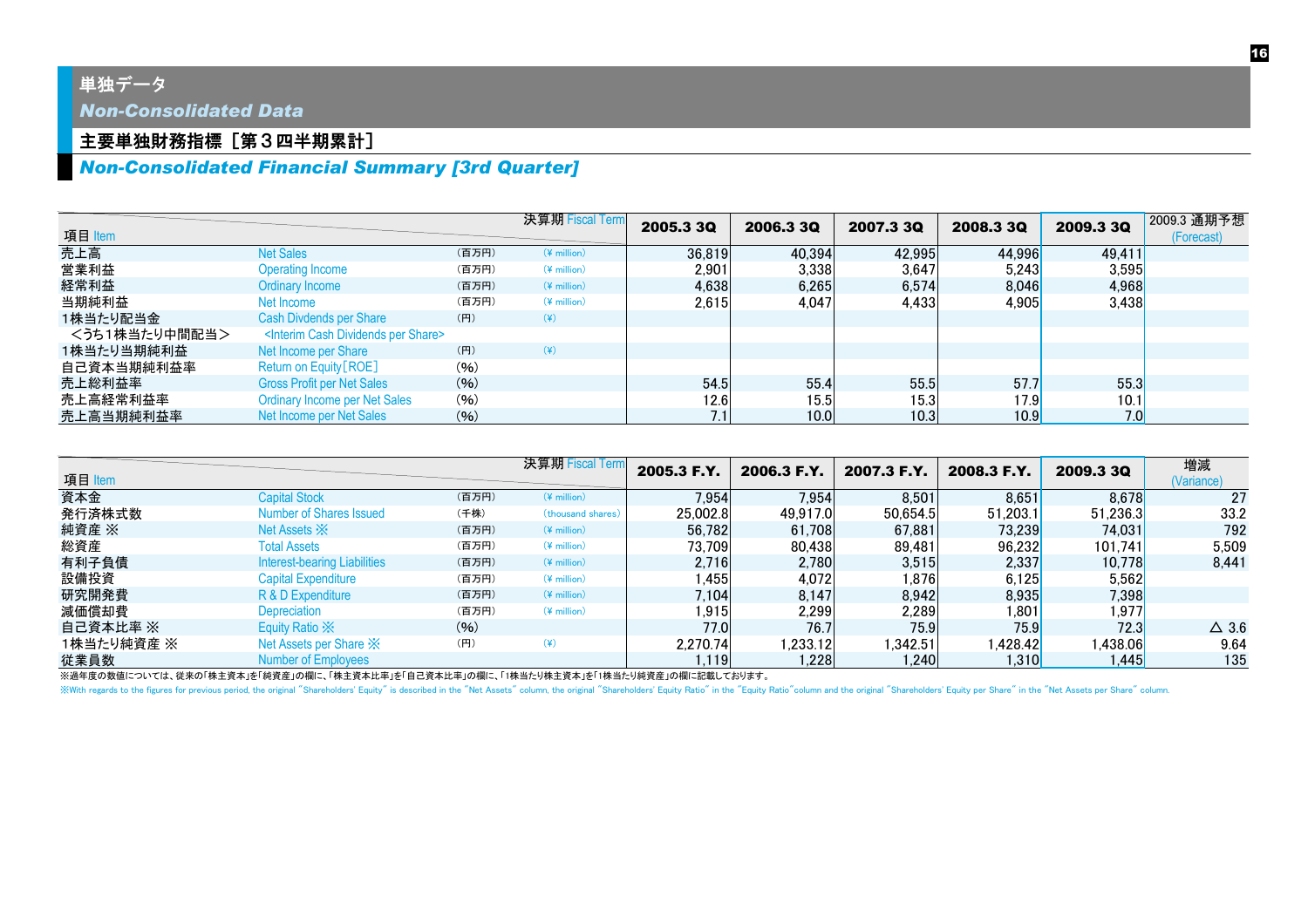# 単独データ

## *Non-Consolidated Data*

### 主要単独財務指標［第３四半期累計］

### *Non-Consolidated Financial Summary [3rd Quarter]*

| 項目 Item | | | 決算期 Fiscal Term | 2005.3 3Q | 2006.3 3Q | 2007.3 3Q | 2008.3 3Q | 2009.3 3Q | 2009.3 通期予想 (Forecast) |
|---|---|---|---|---|---|---|---|---|---|
| 売上高 | Net Sales | (百万円) | (¥ million) | 36,819 | 40,394 | 42,995 | 44,996 | 49,411 | |
| 営業利益 | Operating Income | (百万円) | (¥ million) | 2,901 | 3,338 | 3,647 | 5,243 | 3,595 | |
| 経常利益 | Ordinary Income | (百万円) | (¥ million) | 4,638 | 6,265 | 6,574 | 8,046 | 4,968 | |
| 当期純利益 | Net Income | (百万円) | (¥ million) | 2,615 | 4,047 | 4,433 | 4,905 | 3,438 | |
| 1株当たり配当金 | Cash Divdends per Share | (円) | (¥) | | | | | | |
| ＜うち1株当たり中間配当＞ | <Interim Cash Dividends per Share> | | | | | | | | |
| 1株当たり当期純利益 | Net Income per Share | (円) | (¥) | | | | | | |
| 自己資本当期純利益率 | Return on Equity[ROE] | (%) | | | | | | | |
| 売上総利益率 | Gross Profit per Net Sales | (%) | | 54.5 | 55.4 | 55.5 | 57.7 | 55.3 | |
| 売上高経常利益率 | Ordinary Income per Net Sales | (%) | | 12.6 | 15.5 | 15.3 | 17.9 | 10.1 | |
| 売上高当期純利益率 | Net Income per Net Sales | (%) | | 7.1 | 10.0 | 10.3 | 10.9 | 7.0 | |

| 項目 Item | | | 決算期 Fiscal Term | 2005.3 F.Y. | 2006.3 F.Y. | 2007.3 F.Y. | 2008.3 F.Y. | 2009.3 3Q | 増減 (Variance) |
|---|---|---|---|---|---|---|---|---|---|
| 資本金 | Capital Stock | (百万円) | (¥ million) | 7,954 | 7,954 | 8,501 | 8,651 | 8,678 | 27 |
| 発行済株式数 | Number of Shares Issued | (千株) | (thousand shares) | 25,002.8 | 49,917.0 | 50,654.5 | 51,203.1 | 51,236.3 | 33.2 |
| 純資産 ※ | Net Assets ※ | (百万円) | (¥ million) | 56,782 | 61,708 | 67,881 | 73,239 | 74,031 | 792 |
| 総資産 | Total Assets | (百万円) | (¥ million) | 73,709 | 80,438 | 89,481 | 96,232 | 101,741 | 5,509 |
| 有利子負債 | Interest-bearing Liabilities | (百万円) | (¥ million) | 2,716 | 2,780 | 3,515 | 2,337 | 10,778 | 8,441 |
| 設備投資 | Capital Expenditure | (百万円) | (¥ million) | 1,455 | 4,072 | 1,876 | 6,125 | 5,562 | |
| 研究開発費 | R & D Expenditure | (百万円) | (¥ million) | 7,104 | 8,147 | 8,942 | 8,935 | 7,398 | |
| 減価償却費 | Depreciation | (百万円) | (¥ million) | 1,915 | 2,299 | 2,289 | 1,801 | 1,977 | |
| 自己資本比率 ※ | Equity Ratio ※ | (%) | | 77.0 | 76.7 | 75.9 | 75.9 | 72.3 | △ 3.6 |
| 1株当たり純資産 ※ | Net Assets per Share ※ | (円) | (¥) | 2,270.74 | 1,233.12 | 1,342.51 | 1,428.42 | 1,438.06 | 9.64 |
| 従業員数 | Number of Employees | | | 1,119 | 1,228 | 1,240 | 1,310 | 1,445 | 135 |

※過年度の数値については、従来の「株主資本」を「純資産」の欄に、「株主資本比率」を「自己資本比率」の欄に、「1株当たり株主資本」を「1株当たり純資産」の欄に記載しております。

※With regards to the figures for previous period, the original "Shareholders' Equity" is described in the "Net Assets" column, the original "Shareholders' Equity Ratio" in the "Equity Ratio"column and the original "Shareholders' Equity per Share" in the "Net Assets per Share" column.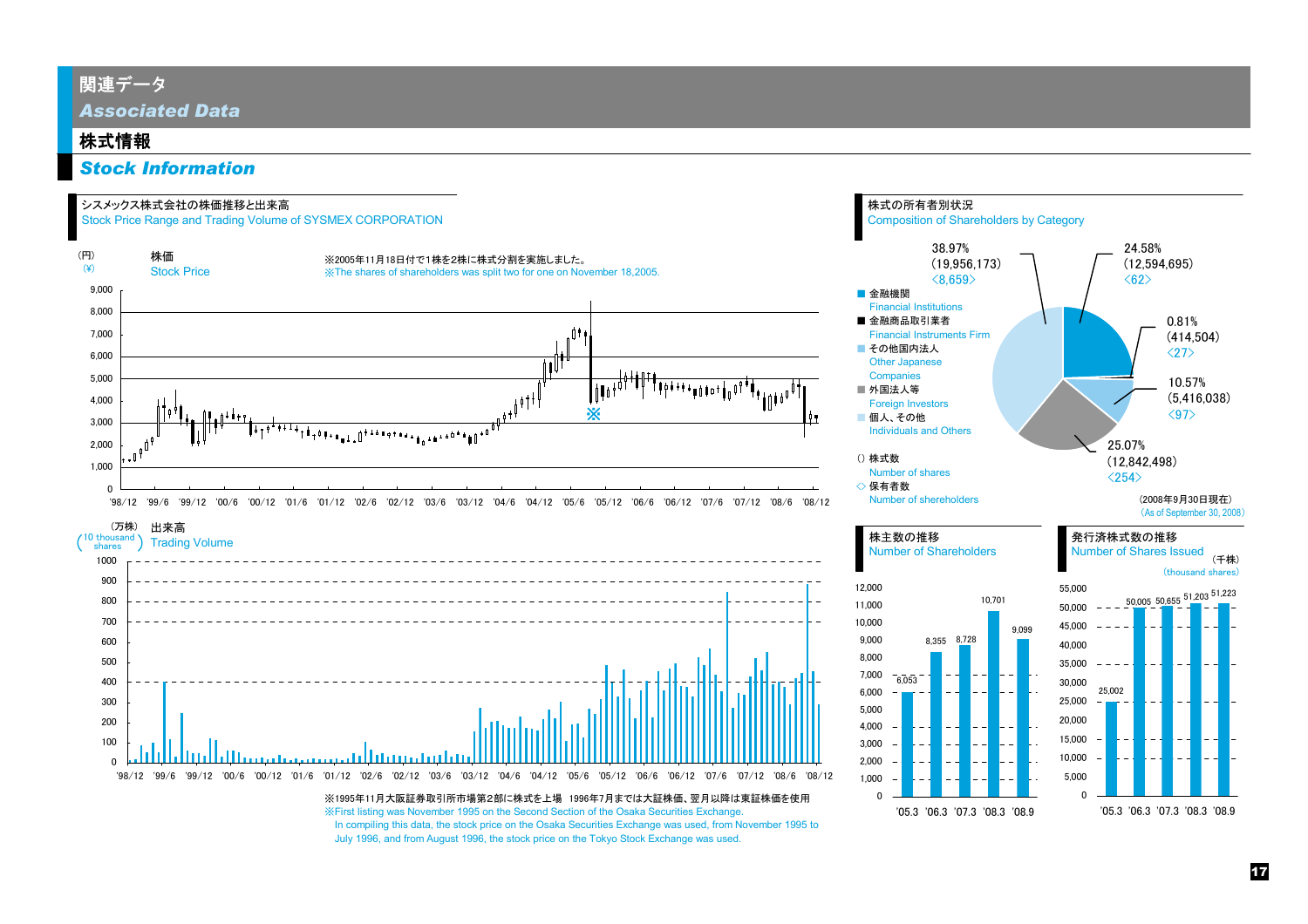# 関連データ
## *Associated Data*

## 株式情報
## *Stock Information*

### シスメックス株式会社の株価推移と出来高
Stock Price Range and Trading Volume of SYSMEX CORPORATION

株価 Stock Price（円）(¥)

※2005年11月18日付で1株を2株に株式分割を実施しました。
※The shares of shareholders was split two for one on November 18,2005.

出来高 Trading Volume（万株）(10 thousand shares)

※1995年11月大阪証券取引所市場第2部に株式を上場 1996年7月までは大証株価、翌月以降は東証株価を使用
※First listing was November 1995 on the Second Section of the Osaka Securities Exchange.
In compiling this data, the stock price on the Osaka Securities Exchange was used, from November 1995 to July 1996, and from August 1996, the stock price on the Tokyo Stock Exchange was used.

### 株式の所有者別状況
Composition of Shareholders by Category

| 区分 | 比率 | 株式数 | 保有者数 |
|---|---|---|---|
| 金融機関 Financial Institutions | 24.58% | (12,594,695) | <62> |
| 金融商品取引業者 Financial Instruments Firm | 0.81% | (414,504) | <27> |
| その他国内法人 Other Japanese Companies | 10.57% | (5,416,038) | <97> |
| 外国法人等 Foreign Investors | 25.07% | (12,842,498) | <254> |
| 個人、その他 Individuals and Others | 38.97% | (19,956,173) | <8,659> |

() 株式数 Number of shares
◇ 保有者数 Number of sherehollders

（2008年9月30日現在）(As of September 30, 2008)

### 株主数の推移
Number of Shareholders

| '05.3 | '06.3 | '07.3 | '08.3 | '08.9 |
|---|---|---|---|---|
| 6,053 | 8,355 | 8,728 | 10,701 | 9,099 |

### 発行済株式数の推移
Number of Shares Issued （千株）(thousand shares)

| '05.3 | '06.3 | '07.3 | '08.3 | '08.9 |
|---|---|---|---|---|
| 25,002 | 50,005 | 50,655 | 51,203 | 51,223 |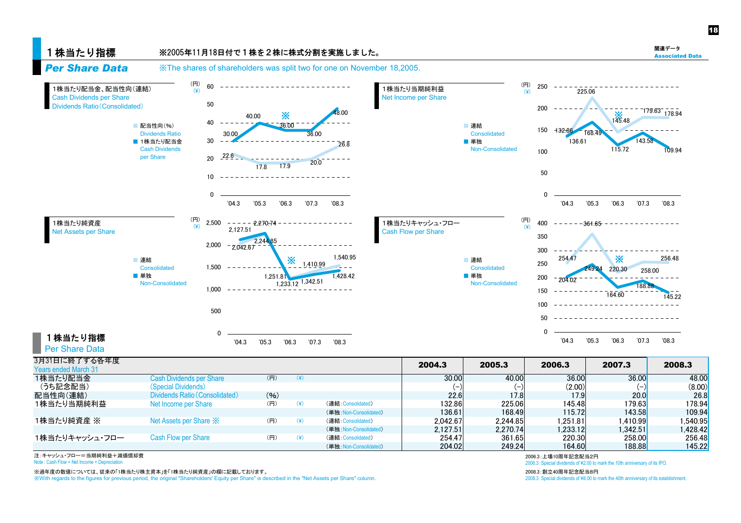# １株当たり指標

## Per Share Data

※2005年11月18日付で１株を２株に株式分割を実施しました。

※The shares of shareholders was split two for one on November 18,2005.

### １株当たり配当金、配当性向（連結）
Cash Dividends per Share
Dividends Ratio（Consolidated）

■ 配当性向（%） Dividends Ratio
■ １株当たり配当金 Cash Dividends per Share

（円）(¥)

| | '04.3 | '05.3 | '06.3 ※ | '07.3 | '08.3 |
|---|---|---|---|---|---|
| 配当性向 | 22.6 | 17.8 | 17.9 | 20.0 | 26.8 |
| １株当たり配当金 | 30.00 | 40.00 | 36.00 | 36.00 | 48.00 |

### １株当たり当期純利益
Net Income per Share

■ 連結 Consolidated
■ 単独 Non-Consolidated

（円）(¥)

| | '04.3 | '05.3 | '06.3 ※ | '07.3 | '08.3 |
|---|---|---|---|---|---|
| 連結 | 132.86 | 225.06 | 145.48 | 179.63 | 178.94 |
| 単独 | 136.61 | 168.49 | 115.72 | 143.58 | 109.94 |

### １株当たり純資産
Net Assets per Share

■ 連結 Consolidated
■ 単独 Non-Consolidated

（円）(¥)

| | '04.3 | '05.3 | '06.3 ※ | '07.3 | '08.3 |
|---|---|---|---|---|---|
| 連結 | 2,042.67 | 2,244.85 | 1,251.81 | 1,410.99 | 1,540.95 |
| 単独 | 2,127.51 | 2,270.74 | 1,233.12 | 1,342.51 | 1,428.42 |

### １株当たりキャッシュ・フロー
Cash Flow per Share

■ 連結 Consolidated
■ 単独 Non-Consolidated

（円）(¥)

| | '04.3 | '05.3 | '06.3 ※ | '07.3 | '08.3 |
|---|---|---|---|---|---|
| 連結 | 254.47 | 361.65 | 220.30 | 258.00 | 256.48 |
| 単独 | 204.02 | 249.24 | 164.60 | 188.88 | 145.22 |

## １株当たり指標
Per Share Data

| 3月31日に終了する各年度 Years ended March 31 | | | | 2004.3 | 2005.3 | 2006.3 | 2007.3 | 2008.3 |
|---|---|---|---|---|---|---|---|---|
| 1株当たり配当金 | Cash Dividends per Share | (円) (¥) | | 30.00 | 40.00 | 36.00 | 36.00 | 48.00 |
| （うち記念配当） | (Special Dividends) | | | (–) | (–) | (2.00) | (–) | (8.00) |
| 配当性向（連結） | Dividends Ratio（Consolidated） | (%) | | 22.6 | 17.8 | 17.9 | 20.0 | 26.8 |
| 1株当たり当期純利益 | Net Income per Share | (円) (¥) | （連結：Consolidated） | 132.86 | 225.06 | 145.48 | 179.63 | 178.94 |
| | | | （単独：Non-Consolidated） | 136.61 | 168.49 | 115.72 | 143.58 | 109.94 |
| 1株当たり純資産 ※ | Net Assets per Share ※ | (円) (¥) | （連結：Consolidated） | 2,042.67 | 2,244.85 | 1,251.81 | 1,410.99 | 1,540.95 |
| | | | （単独：Non-Consolidated） | 2,127.51 | 2,270.74 | 1,233.12 | 1,342.51 | 1,428.42 |
| 1株当たりキャッシュ・フロー | Cash Flow per Share | (円) (¥) | （連結：Consolidated） | 254.47 | 361.65 | 220.30 | 258.00 | 256.48 |
| | | | （単独：Non-Consolidated） | 204.02 | 249.24 | 164.60 | 188.88 | 145.22 |

注：キャッシュ・フロー＝当期純利益＋減価償却費
Note : Cash Flow = Net Income + Depreciation

※過年度の数値については、従来の「1株当たり株主資本」を「1株当たり純資産」の欄に記載しております。
※With regards to the figures for previous period, the original "Shareholders' Equity per Share" is described in the "Net Assets per Share" column.

2006.3：上場10周年記念配当2円
2006.3 : Special dividends of ¥2.00 to mark the 10th anniversary of its IPO.

2008.3：創立40周年記念配当8円
2008.3 : Special dividends of ¥8.00 to mark the 40th anniversary of its establishment.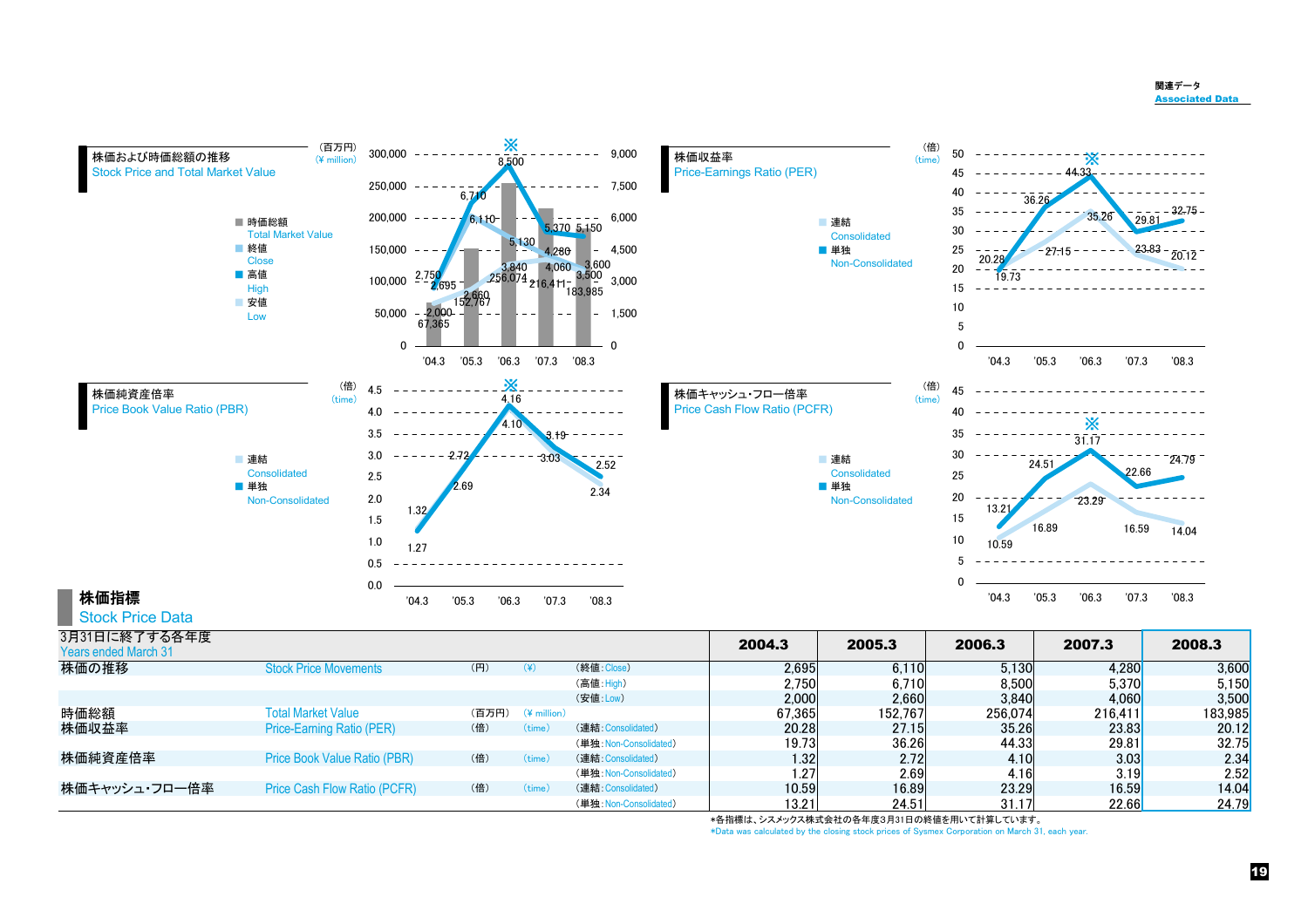関連データ
Associated Data

## 株価および時価総額の推移
Stock Price and Total Market Value

(百万円) (¥ million)

■ 時価総額 Total Market Value
■ 終値 Close
■ 高値 High
■ 安値 Low

| | '04.3 | '05.3 | '06.3 | '07.3 | '08.3 |
|---|---|---|---|---|---|
| 時価総額 | 67,365 | 152,767 | 256,074 | 216,411 | 183,985 |
| 終値 | 2,695 | 6,110 | 5,130 | 4,280 | 3,600 |
| 高値 | 2,750 | 6,710 | 8,500 ※ | 5,370 | 5,150 |
| 安値 | 2,000 | 2,660 | 3,840 | 4,060 | 3,500 |

## 株価収益率
Price-Earnings Ratio (PER)

(倍) (time)

■ 連結 Consolidated
■ 単独 Non-Consolidated

| | '04.3 | '05.3 | '06.3 | '07.3 | '08.3 |
|---|---|---|---|---|---|
| 連結 | 20.28 | 27.15 | 35.26 | 23.83 | 20.12 |
| 単独 | 19.73 | 36.26 | 44.33 ※ | 29.81 | 32.75 |

## 株価純資産倍率
Price Book Value Ratio (PBR)

(倍) (time)

■ 連結 Consolidated
■ 単独 Non-Consolidated

| | '04.3 | '05.3 | '06.3 | '07.3 | '08.3 |
|---|---|---|---|---|---|
| 連結 | 1.32 | 2.72 | 4.10 | 3.03 | 2.34 |
| 単独 | 1.27 | 2.69 | 4.16 ※ | 3.19 | 2.52 |

## 株価キャッシュ・フロー倍率
Price Cash Flow Ratio (PCFR)

(倍) (time)

■ 連結 Consolidated
■ 単独 Non-Consolidated

| | '04.3 | '05.3 | '06.3 | '07.3 | '08.3 |
|---|---|---|---|---|---|
| 連結 | 10.59 | 16.89 | 23.29 | 16.59 | 14.04 |
| 単独 | 13.21 | 24.51 | 31.17 ※ | 22.66 | 24.79 |

# 株価指標
Stock Price Data

| 3月31日に終了する各年度 Years ended March 31 | | | | | 2004.3 | 2005.3 | 2006.3 | 2007.3 | 2008.3 |
|---|---|---|---|---|---|---|---|---|---|
| 株価の推移 | Stock Price Movements | (円) | (¥) | (終値:Close) | 2,695 | 6,110 | 5,130 | 4,280 | 3,600 |
| | | | | (高値:High) | 2,750 | 6,710 | 8,500 | 5,370 | 5,150 |
| | | | | (安値:Low) | 2,000 | 2,660 | 3,840 | 4,060 | 3,500 |
| 時価総額 | Total Market Value | (百万円) | (¥ million) | | 67,365 | 152,767 | 256,074 | 216,411 | 183,985 |
| 株価収益率 | Price-Earning Ratio (PER) | (倍) | (time) | (連結:Consolidated) | 20.28 | 27.15 | 35.26 | 23.83 | 20.12 |
| | | | | (単独:Non-Consolidated) | 19.73 | 36.26 | 44.33 | 29.81 | 32.75 |
| 株価純資産倍率 | Price Book Value Ratio (PBR) | (倍) | (time) | (連結:Consolidated) | 1.32 | 2.72 | 4.10 | 3.03 | 2.34 |
| | | | | (単独:Non-Consolidated) | 1.27 | 2.69 | 4.16 | 3.19 | 2.52 |
| 株価キャッシュ・フロー倍率 | Price Cash Flow Ratio (PCFR) | (倍) | (time) | (連結:Consolidated) | 10.59 | 16.89 | 23.29 | 16.59 | 14.04 |
| | | | | (単独:Non-Consolidated) | 13.21 | 24.51 | 31.17 | 22.66 | 24.79 |

*各指標は、シスメックス株式会社の各年度3月31日の終値を用いて計算しています。
*Data was calculated by the closing stock prices of Sysmex Corporation on March 31, each year.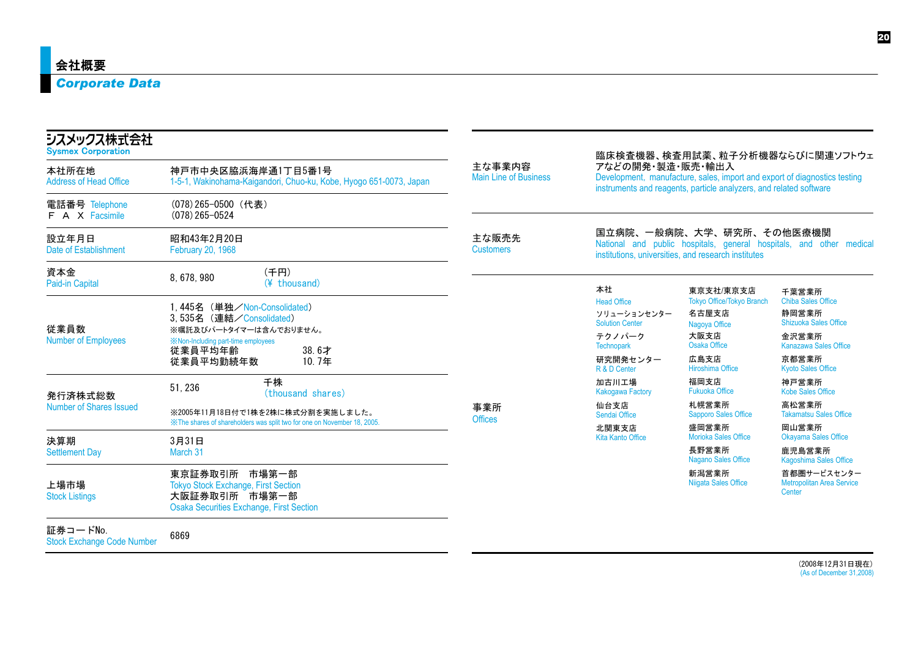# 会社概要
## Corporate Data

### シスメックス株式会社
**Sysmex Corporation**

| | |
|---|---|
| 本社所在地 Address of Head Office | 神戸市中央区脇浜海岸通1丁目5番1号 1-5-1, Wakinohama-Kaigandori, Chuo-ku, Kobe, Hyogo 651-0073, Japan |
| 電話番号 Telephone / ＦＡＸ Facsimile | (078) 265-0500（代表） (078) 265-0524 |
| 設立年月日 Date of Establishment | 昭和43年2月20日 February 20, 1968 |
| 資本金 Paid-in Capital | 8, 678, 980 (千円)(¥ thousand) |
| 従業員数 Number of Employees | 1, 445名（単独／Non-Consolidated） 3, 535名（連結／Consolidated） ※嘱託及びパートタイマーは含んでおりません。 ※Non-Including part-time employees 従業員平均年齢 38. 6才 従業員平均勤続年数 10. 7年 |
| 発行済株式総数 Number of Shares Issued | 51, 236 千株 (thousand shares) ※2005年11月18日付で1株を2株に株式分割を実施しました。 ※The shares of shareholders was split two for one on November 18, 2005. |
| 決算期 Settlement Day | 3月31日 March 31 |
| 上場市場 Stock Listings | 東京証券取引所　市場第一部 Tokyo Stock Exchange, First Section 大阪証券取引所　市場第一部 Osaka Securities Exchange, First Section |
| 証券コードNo. Stock Exchange Code Number | 6869 |

| | |
|---|---|
| 主な事業内容 Main Line of Business | 臨床検査機器、検査用試薬、粒子分析機器ならびに関連ソフトウェアなどの開発・製造・販売・輸出入 Development, manufacture, sales, import and export of diagnostics testing instruments and reagents, particle analyzers, and related software |
| 主な販売先 Customers | 国立病院、一般病院、大学、研究所、その他医療機関 National and public hospitals, general hospitals, and other medical institutions, universities, and research institutes |

**事業所 Offices**

| | | |
|---|---|---|
| 本社 Head Office | 東京支社/東京支店 Tokyo Office/Tokyo Branch | 千葉営業所 Chiba Sales Office |
| ソリューションセンター Solution Center | 名古屋支店 Nagoya Office | 静岡営業所 Shizuoka Sales Office |
| テクノパーク Technopark | 大阪支店 Osaka Office | 金沢営業所 Kanazawa Sales Office |
| 研究開発センター R & D Center | 広島支店 Hiroshima Office | 京都営業所 Kyoto Sales Office |
| 加古川工場 Kakogawa Factory | 福岡支店 Fukuoka Office | 神戸営業所 Kobe Sales Office |
| 仙台支店 Sendai Office | 札幌営業所 Sapporo Sales Office | 高松営業所 Takamatsu Sales Office |
| 北関東支店 Kita Kanto Office | 盛岡営業所 Morioka Sales Office | 岡山営業所 Okayama Sales Office |
| | 長野営業所 Nagano Sales Office | 鹿児島営業所 Kagoshima Sales Office |
| | 新潟営業所 Niigata Sales Office | 首都圏サービスセンター Metropolitan Area Service Center |

（2008年12月31日現在）
(As of December 31,2008)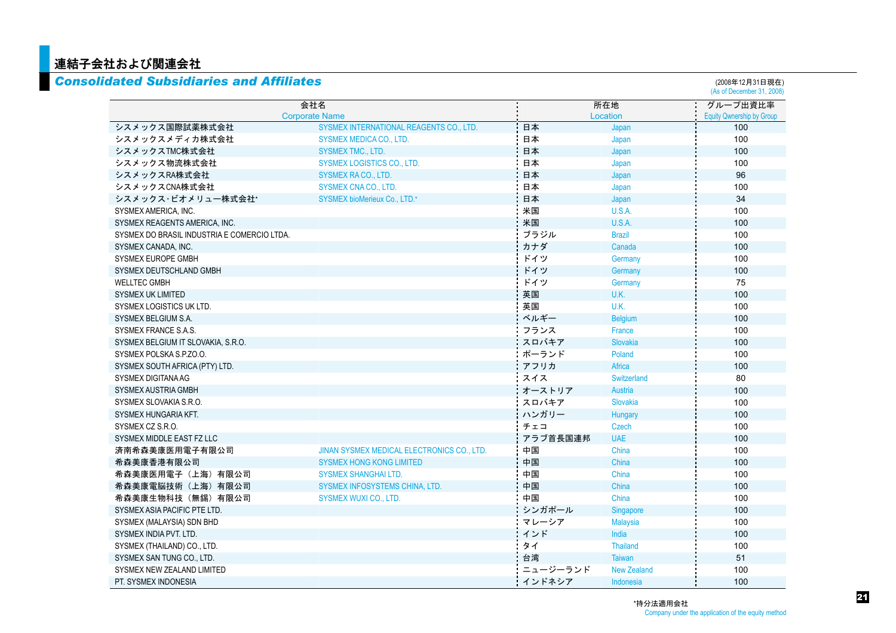# 連結子会社および関連会社

## *Consolidated Subsidiaries and Affiliates*

(2008年12月31日現在)
(As of December 31, 2008)

| 会社名 | Corporate Name | 所在地 | Location | グループ出資比率 Equity Ownership by Group |
|---|---|---|---|---|
| シスメックス国際試薬株式会社 | SYSMEX INTERNATIONAL REAGENTS CO., LTD. | 日本 | Japan | 100 |
| シスメックスメディカ株式会社 | SYSMEX MEDICA CO., LTD. | 日本 | Japan | 100 |
| シスメックスTMC株式会社 | SYSMEX TMC., LTD. | 日本 | Japan | 100 |
| シスメックス物流株式会社 | SYSMEX LOGISTICS CO., LTD. | 日本 | Japan | 100 |
| シスメックスRA株式会社 | SYSMEX RA CO., LTD. | 日本 | Japan | 96 |
| シスメックスCNA株式会社 | SYSMEX CNA CO., LTD. | 日本 | Japan | 100 |
| シスメックス･ビオメリュー株式会社* | SYSMEX bioMerieux Co., LTD.* | 日本 | Japan | 34 |
| SYSMEX AMERICA, INC. | | 米国 | U.S.A. | 100 |
| SYSMEX REAGENTS AMERICA, INC. | | 米国 | U.S.A. | 100 |
| SYSMEX DO BRASIL INDUSTRIA E COMERCIO LTDA. | | ブラジル | Brazil | 100 |
| SYSMEX CANADA, INC. | | カナダ | Canada | 100 |
| SYSMEX EUROPE GMBH | | ドイツ | Germany | 100 |
| SYSMEX DEUTSCHLAND GMBH | | ドイツ | Germany | 100 |
| WELLTEC GMBH | | ドイツ | Germany | 75 |
| SYSMEX UK LIMITED | | 英国 | U.K. | 100 |
| SYSMEX LOGISTICS UK LTD. | | 英国 | U.K. | 100 |
| SYSMEX BELGIUM S.A. | | ベルギー | Belgium | 100 |
| SYSMEX FRANCE S.A.S. | | フランス | France | 100 |
| SYSMEX BELGIUM IT SLOVAKIA, S.R.O. | | スロバキア | Slovakia | 100 |
| SYSMEX POLSKA S.P.ZO.O. | | ポーランド | Poland | 100 |
| SYSMEX SOUTH AFRICA (PTY) LTD. | | アフリカ | Africa | 100 |
| SYSMEX DIGITANA AG | | スイス | Switzerland | 80 |
| SYSMEX AUSTRIA GMBH | | オーストリア | Austria | 100 |
| SYSMEX SLOVAKIA S.R.O. | | スロバキア | Slovakia | 100 |
| SYSMEX HUNGARIA KFT. | | ハンガリー | Hungary | 100 |
| SYSMEX CZ S.R.O. | | チェコ | Czech | 100 |
| SYSMEX MIDDLE EAST FZ LLC | | アラブ首長国連邦 | UAE | 100 |
| 済南希森美康医用電子有限公司 | JINAN SYSMEX MEDICAL ELECTRONICS CO., LTD. | 中国 | China | 100 |
| 希森美康香港有限公司 | SYSMEX HONG KONG LIMITED | 中国 | China | 100 |
| 希森美康医用電子（上海）有限公司 | SYSMEX SHANGHAI LTD. | 中国 | China | 100 |
| 希森美康電脳技術（上海）有限公司 | SYSMEX INFOSYSTEMS CHINA, LTD. | 中国 | China | 100 |
| 希森美康生物科技（無錫）有限公司 | SYSMEX WUXI CO., LTD. | 中国 | China | 100 |
| SYSMEX ASIA PACIFIC PTE LTD. | | シンガポール | Singapore | 100 |
| SYSMEX (MALAYSIA) SDN BHD | | マレーシア | Malaysia | 100 |
| SYSMEX INDIA PVT. LTD. | | インド | India | 100 |
| SYSMEX (THAILAND) CO., LTD. | | タイ | Thailand | 100 |
| SYSMEX SAN TUNG CO., LTD. | | 台湾 | Taiwan | 51 |
| SYSMEX NEW ZEALAND LIMITED | | ニュージーランド | New Zealand | 100 |
| PT. SYSMEX INDONESIA | | インドネシア | Indonesia | 100 |

*持分法適用会社
Company under the application of the equity method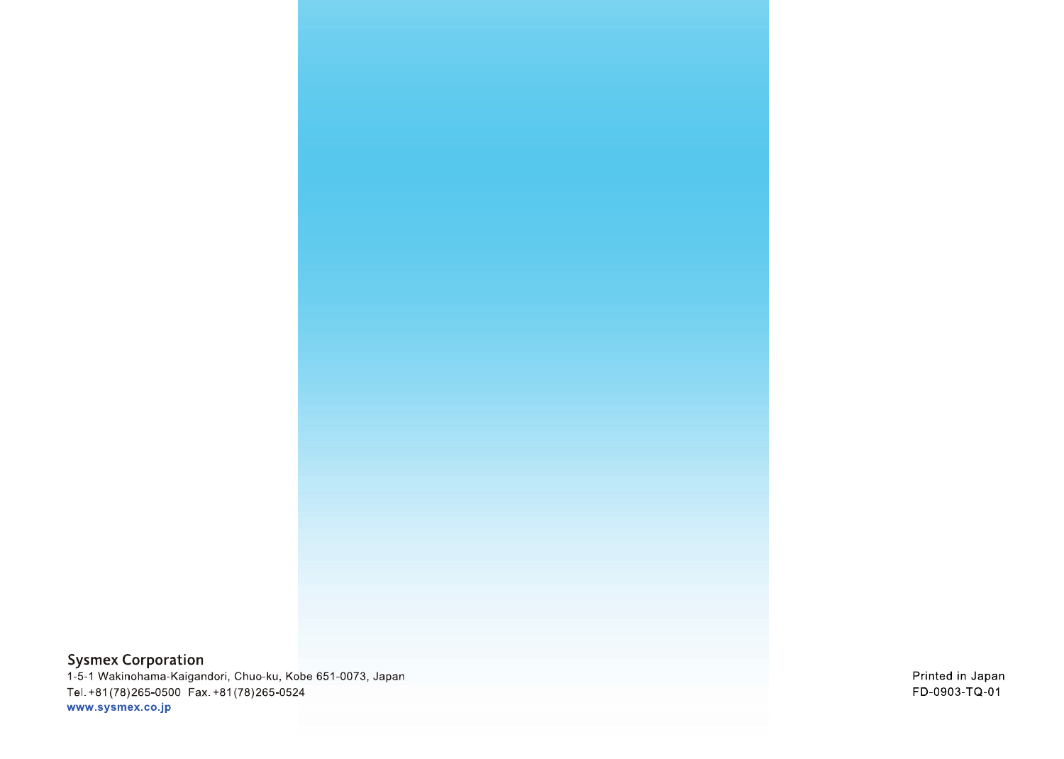**Sysmex Corporation**

1-5-1 Wakinohama-Kaigandori, Chuo-ku, Kobe 651-0073, Japan

Tel. +81(78)265-0500 Fax. +81(78)265-0524

www.sysmex.co.jp

Printed in Japan

FD-0903-TQ-01